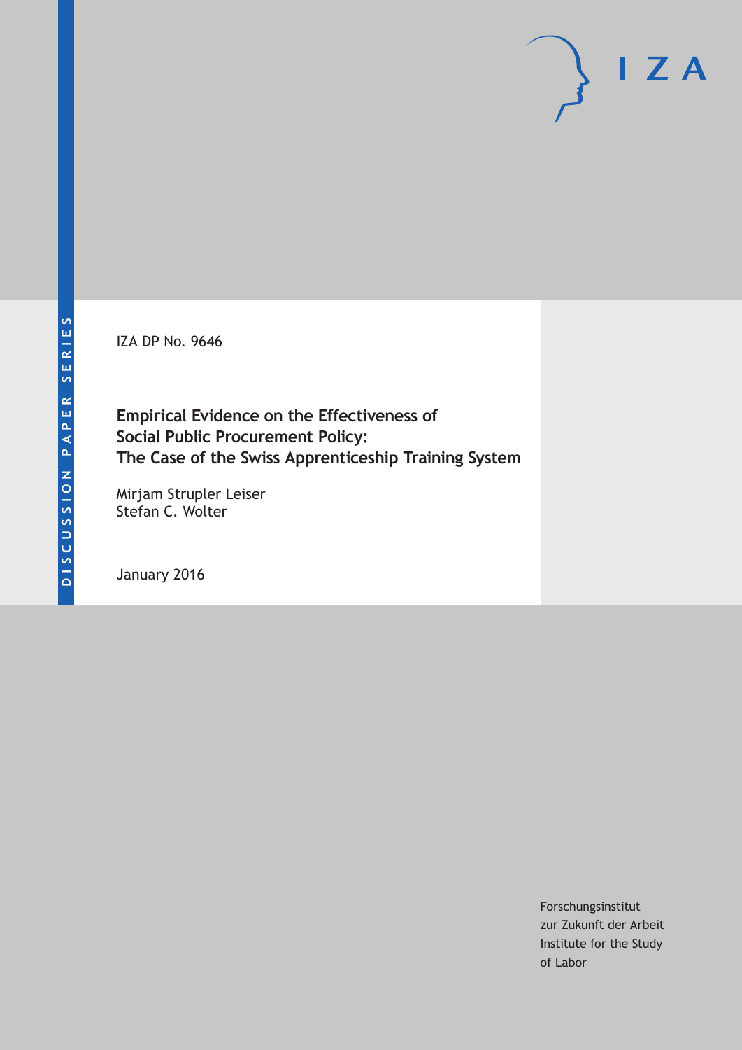DISCUSSION PAPER SERIES

IZA

IZA DP No. 9646

# Empirical Evidence on the Effectiveness of Social Public Procurement Policy: The Case of the Swiss Apprenticeship Training System

Mirjam Strupler Leiser
Stefan C. Wolter

January 2016

Forschungsinstitut
zur Zukunft der Arbeit
Institute for the Study
of Labor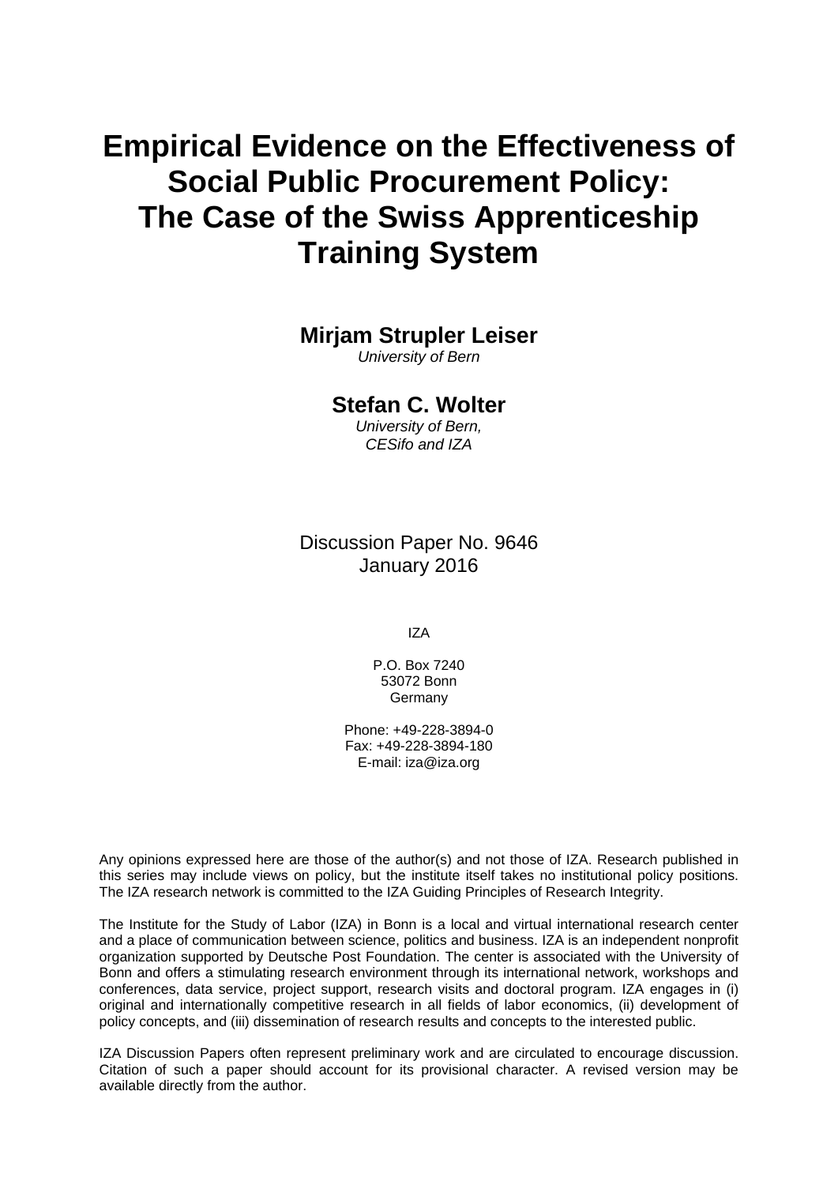# Empirical Evidence on the Effectiveness of Social Public Procurement Policy: The Case of the Swiss Apprenticeship Training System

**Mirjam Strupler Leiser**
*University of Bern*

**Stefan C. Wolter**
*University of Bern,*
*CESifo and IZA*

Discussion Paper No. 9646
January 2016

IZA

P.O. Box 7240
53072 Bonn
Germany

Phone: +49-228-3894-0
Fax: +49-228-3894-180
E-mail: iza@iza.org

Any opinions expressed here are those of the author(s) and not those of IZA. Research published in this series may include views on policy, but the institute itself takes no institutional policy positions. The IZA research network is committed to the IZA Guiding Principles of Research Integrity.

The Institute for the Study of Labor (IZA) in Bonn is a local and virtual international research center and a place of communication between science, politics and business. IZA is an independent nonprofit organization supported by Deutsche Post Foundation. The center is associated with the University of Bonn and offers a stimulating research environment through its international network, workshops and conferences, data service, project support, research visits and doctoral program. IZA engages in (i) original and internationally competitive research in all fields of labor economics, (ii) development of policy concepts, and (iii) dissemination of research results and concepts to the interested public.

IZA Discussion Papers often represent preliminary work and are circulated to encourage discussion. Citation of such a paper should account for its provisional character. A revised version may be available directly from the author.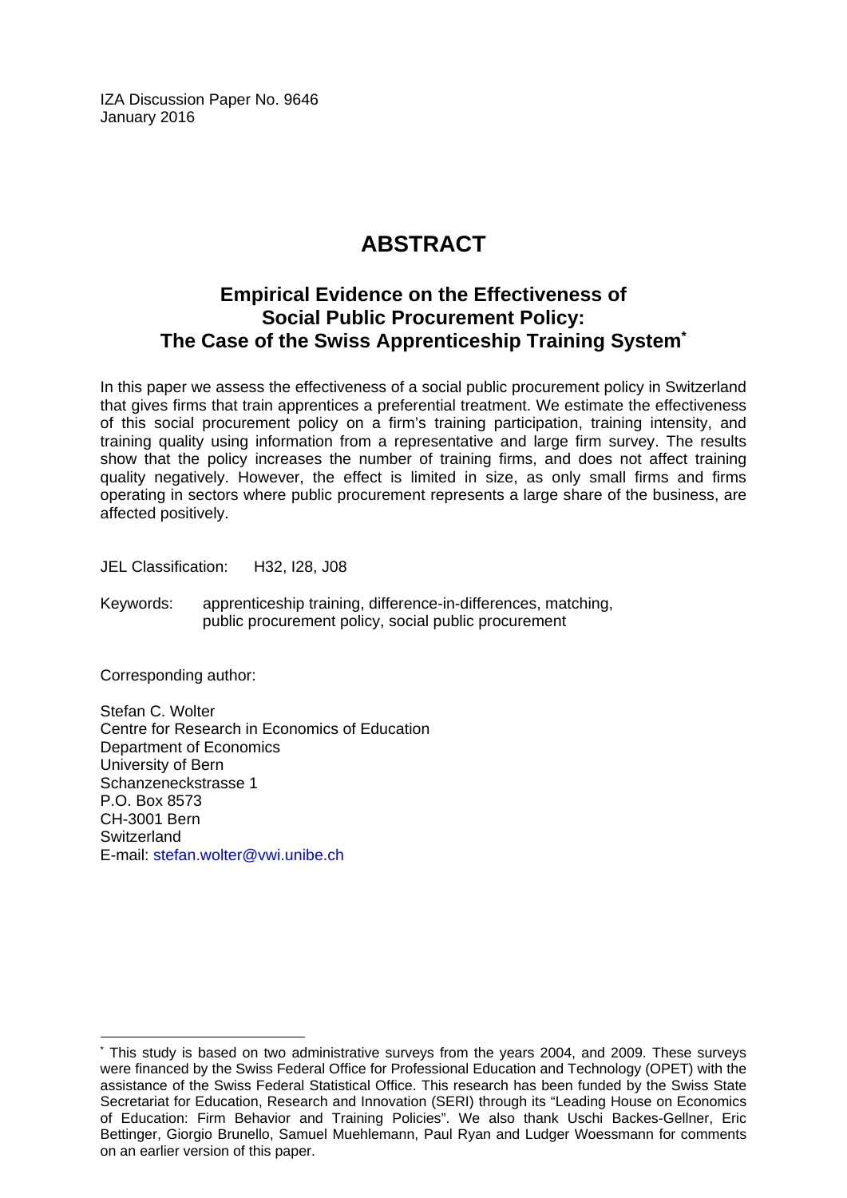IZA Discussion Paper No. 9646
January 2016

# ABSTRACT

## Empirical Evidence on the Effectiveness of Social Public Procurement Policy: The Case of the Swiss Apprenticeship Training System*

In this paper we assess the effectiveness of a social public procurement policy in Switzerland that gives firms that train apprentices a preferential treatment. We estimate the effectiveness of this social procurement policy on a firm's training participation, training intensity, and training quality using information from a representative and large firm survey. The results show that the policy increases the number of training firms, and does not affect training quality negatively. However, the effect is limited in size, as only small firms and firms operating in sectors where public procurement represents a large share of the business, are affected positively.

JEL Classification: H32, I28, J08

Keywords: apprenticeship training, difference-in-differences, matching, public procurement policy, social public procurement

Corresponding author:

Stefan C. Wolter
Centre for Research in Economics of Education
Department of Economics
University of Bern
Schanzeneckstrasse 1
P.O. Box 8573
CH-3001 Bern
Switzerland
E-mail: stefan.wolter@vwi.unibe.ch

---

* This study is based on two administrative surveys from the years 2004, and 2009. These surveys were financed by the Swiss Federal Office for Professional Education and Technology (OPET) with the assistance of the Swiss Federal Statistical Office. This research has been funded by the Swiss State Secretariat for Education, Research and Innovation (SERI) through its "Leading House on Economics of Education: Firm Behavior and Training Policies". We also thank Uschi Backes-Gellner, Eric Bettinger, Giorgio Brunello, Samuel Muehlemann, Paul Ryan and Ludger Woessmann for comments on an earlier version of this paper.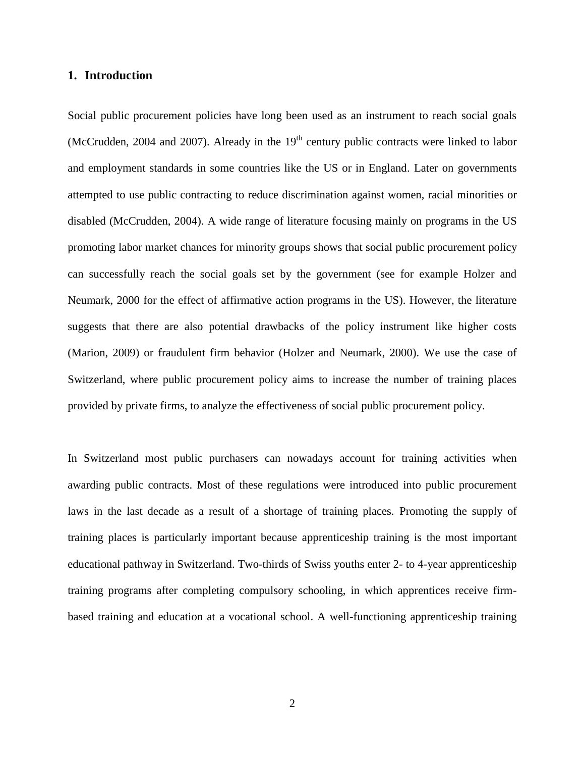## 1. Introduction

Social public procurement policies have long been used as an instrument to reach social goals (McCrudden, 2004 and 2007). Already in the 19th century public contracts were linked to labor and employment standards in some countries like the US or in England. Later on governments attempted to use public contracting to reduce discrimination against women, racial minorities or disabled (McCrudden, 2004). A wide range of literature focusing mainly on programs in the US promoting labor market chances for minority groups shows that social public procurement policy can successfully reach the social goals set by the government (see for example Holzer and Neumark, 2000 for the effect of affirmative action programs in the US). However, the literature suggests that there are also potential drawbacks of the policy instrument like higher costs (Marion, 2009) or fraudulent firm behavior (Holzer and Neumark, 2000). We use the case of Switzerland, where public procurement policy aims to increase the number of training places provided by private firms, to analyze the effectiveness of social public procurement policy.

In Switzerland most public purchasers can nowadays account for training activities when awarding public contracts. Most of these regulations were introduced into public procurement laws in the last decade as a result of a shortage of training places. Promoting the supply of training places is particularly important because apprenticeship training is the most important educational pathway in Switzerland. Two-thirds of Swiss youths enter 2- to 4-year apprenticeship training programs after completing compulsory schooling, in which apprentices receive firm-based training and education at a vocational school. A well-functioning apprenticeship training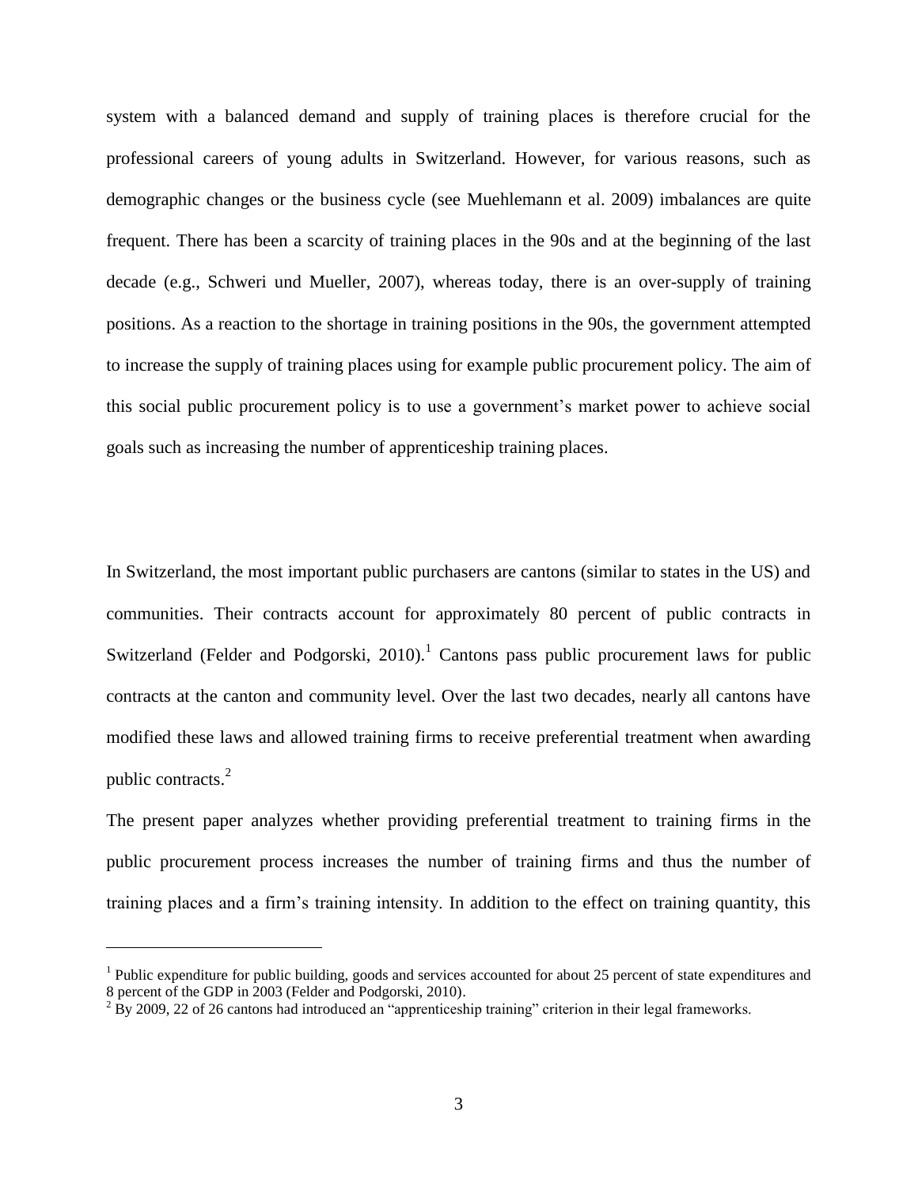system with a balanced demand and supply of training places is therefore crucial for the professional careers of young adults in Switzerland. However, for various reasons, such as demographic changes or the business cycle (see Muehlemann et al. 2009) imbalances are quite frequent. There has been a scarcity of training places in the 90s and at the beginning of the last decade (e.g., Schweri und Mueller, 2007), whereas today, there is an over-supply of training positions. As a reaction to the shortage in training positions in the 90s, the government attempted to increase the supply of training places using for example public procurement policy. The aim of this social public procurement policy is to use a government's market power to achieve social goals such as increasing the number of apprenticeship training places.

In Switzerland, the most important public purchasers are cantons (similar to states in the US) and communities. Their contracts account for approximately 80 percent of public contracts in Switzerland (Felder and Podgorski, 2010).[1] Cantons pass public procurement laws for public contracts at the canton and community level. Over the last two decades, nearly all cantons have modified these laws and allowed training firms to receive preferential treatment when awarding public contracts.[2]

The present paper analyzes whether providing preferential treatment to training firms in the public procurement process increases the number of training firms and thus the number of training places and a firm's training intensity. In addition to the effect on training quantity, this

[1] Public expenditure for public building, goods and services accounted for about 25 percent of state expenditures and 8 percent of the GDP in 2003 (Felder and Podgorski, 2010).

[2] By 2009, 22 of 26 cantons had introduced an "apprenticeship training" criterion in their legal frameworks.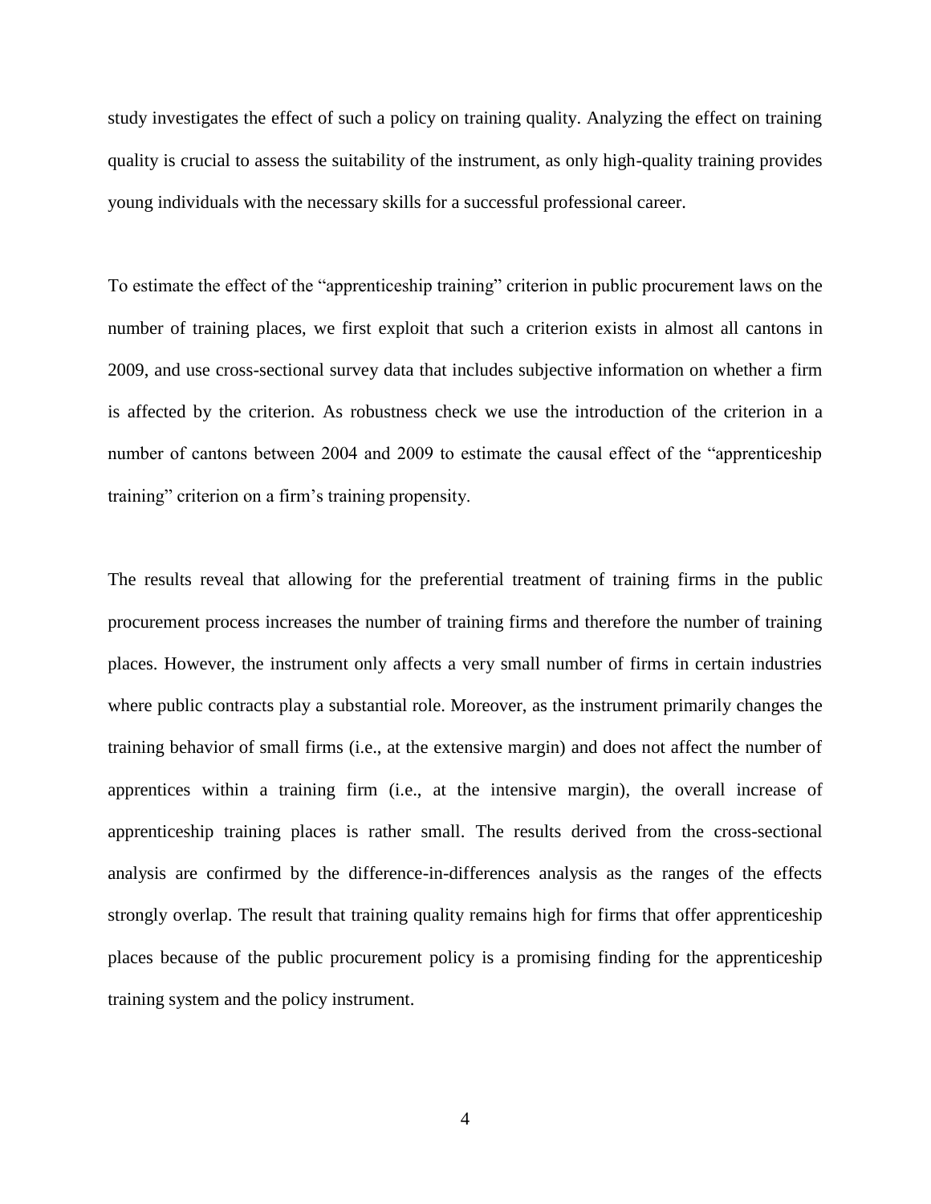study investigates the effect of such a policy on training quality. Analyzing the effect on training quality is crucial to assess the suitability of the instrument, as only high-quality training provides young individuals with the necessary skills for a successful professional career.

To estimate the effect of the "apprenticeship training" criterion in public procurement laws on the number of training places, we first exploit that such a criterion exists in almost all cantons in 2009, and use cross-sectional survey data that includes subjective information on whether a firm is affected by the criterion. As robustness check we use the introduction of the criterion in a number of cantons between 2004 and 2009 to estimate the causal effect of the "apprenticeship training" criterion on a firm's training propensity.

The results reveal that allowing for the preferential treatment of training firms in the public procurement process increases the number of training firms and therefore the number of training places. However, the instrument only affects a very small number of firms in certain industries where public contracts play a substantial role. Moreover, as the instrument primarily changes the training behavior of small firms (i.e., at the extensive margin) and does not affect the number of apprentices within a training firm (i.e., at the intensive margin), the overall increase of apprenticeship training places is rather small. The results derived from the cross-sectional analysis are confirmed by the difference-in-differences analysis as the ranges of the effects strongly overlap. The result that training quality remains high for firms that offer apprenticeship places because of the public procurement policy is a promising finding for the apprenticeship training system and the policy instrument.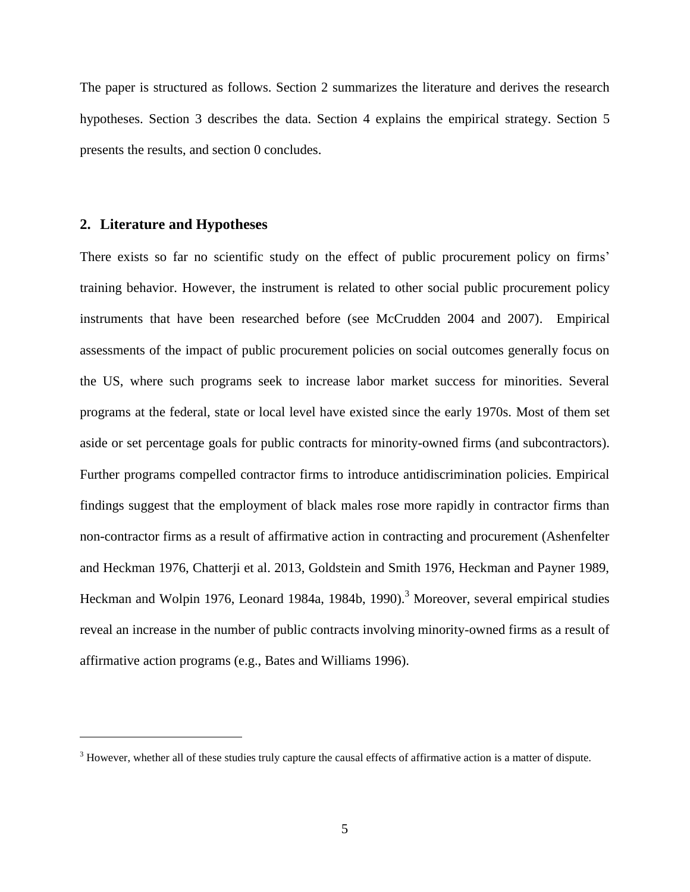The paper is structured as follows. Section 2 summarizes the literature and derives the research hypotheses. Section 3 describes the data. Section 4 explains the empirical strategy. Section 5 presents the results, and section 0 concludes.

## 2. Literature and Hypotheses

There exists so far no scientific study on the effect of public procurement policy on firms' training behavior. However, the instrument is related to other social public procurement policy instruments that have been researched before (see McCrudden 2004 and 2007). Empirical assessments of the impact of public procurement policies on social outcomes generally focus on the US, where such programs seek to increase labor market success for minorities. Several programs at the federal, state or local level have existed since the early 1970s. Most of them set aside or set percentage goals for public contracts for minority-owned firms (and subcontractors). Further programs compelled contractor firms to introduce antidiscrimination policies. Empirical findings suggest that the employment of black males rose more rapidly in contractor firms than non-contractor firms as a result of affirmative action in contracting and procurement (Ashenfelter and Heckman 1976, Chatterji et al. 2013, Goldstein and Smith 1976, Heckman and Payner 1989, Heckman and Wolpin 1976, Leonard 1984a, 1984b, 1990).[3] Moreover, several empirical studies reveal an increase in the number of public contracts involving minority-owned firms as a result of affirmative action programs (e.g., Bates and Williams 1996).

[3] However, whether all of these studies truly capture the causal effects of affirmative action is a matter of dispute.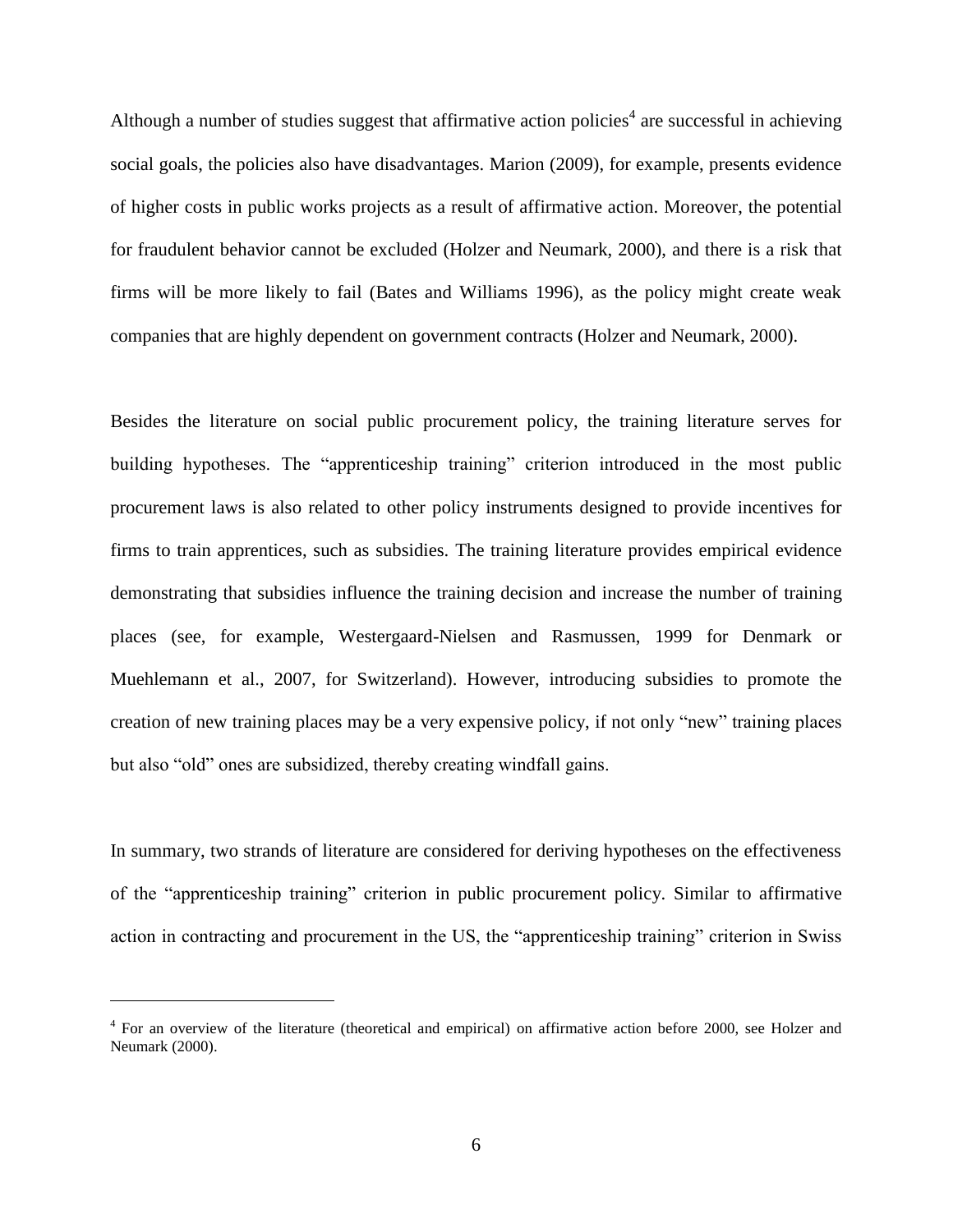Although a number of studies suggest that affirmative action policies[4] are successful in achieving social goals, the policies also have disadvantages. Marion (2009), for example, presents evidence of higher costs in public works projects as a result of affirmative action. Moreover, the potential for fraudulent behavior cannot be excluded (Holzer and Neumark, 2000), and there is a risk that firms will be more likely to fail (Bates and Williams 1996), as the policy might create weak companies that are highly dependent on government contracts (Holzer and Neumark, 2000).

Besides the literature on social public procurement policy, the training literature serves for building hypotheses. The "apprenticeship training" criterion introduced in the most public procurement laws is also related to other policy instruments designed to provide incentives for firms to train apprentices, such as subsidies. The training literature provides empirical evidence demonstrating that subsidies influence the training decision and increase the number of training places (see, for example, Westergaard-Nielsen and Rasmussen, 1999 for Denmark or Muehlemann et al., 2007, for Switzerland). However, introducing subsidies to promote the creation of new training places may be a very expensive policy, if not only "new" training places but also "old" ones are subsidized, thereby creating windfall gains.

In summary, two strands of literature are considered for deriving hypotheses on the effectiveness of the "apprenticeship training" criterion in public procurement policy. Similar to affirmative action in contracting and procurement in the US, the "apprenticeship training" criterion in Swiss

[4] For an overview of the literature (theoretical and empirical) on affirmative action before 2000, see Holzer and Neumark (2000).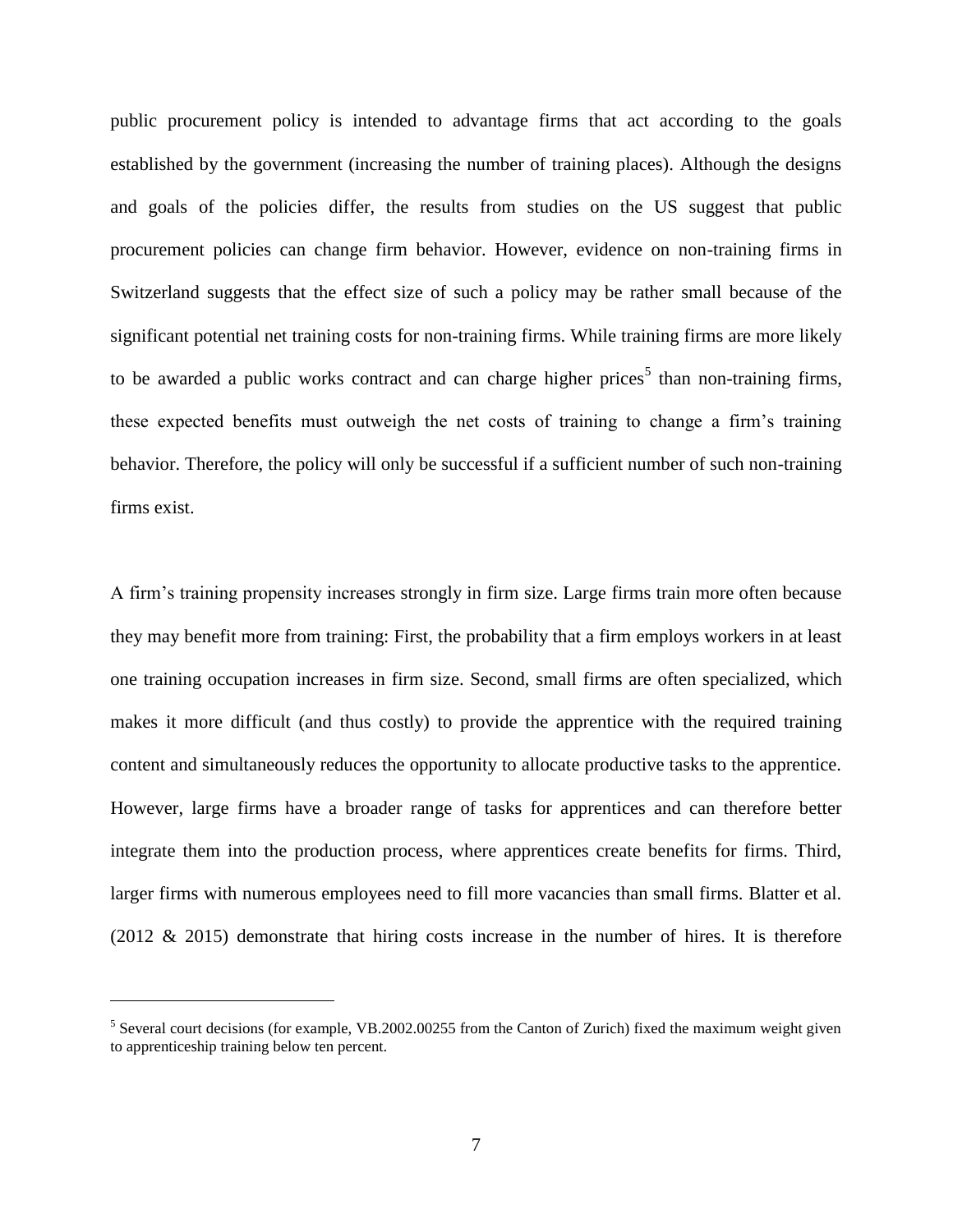public procurement policy is intended to advantage firms that act according to the goals established by the government (increasing the number of training places). Although the designs and goals of the policies differ, the results from studies on the US suggest that public procurement policies can change firm behavior. However, evidence on non-training firms in Switzerland suggests that the effect size of such a policy may be rather small because of the significant potential net training costs for non-training firms. While training firms are more likely to be awarded a public works contract and can charge higher prices[5] than non-training firms, these expected benefits must outweigh the net costs of training to change a firm's training behavior. Therefore, the policy will only be successful if a sufficient number of such non-training firms exist.

A firm's training propensity increases strongly in firm size. Large firms train more often because they may benefit more from training: First, the probability that a firm employs workers in at least one training occupation increases in firm size. Second, small firms are often specialized, which makes it more difficult (and thus costly) to provide the apprentice with the required training content and simultaneously reduces the opportunity to allocate productive tasks to the apprentice. However, large firms have a broader range of tasks for apprentices and can therefore better integrate them into the production process, where apprentices create benefits for firms. Third, larger firms with numerous employees need to fill more vacancies than small firms. Blatter et al. (2012 & 2015) demonstrate that hiring costs increase in the number of hires. It is therefore

[5] Several court decisions (for example, VB.2002.00255 from the Canton of Zurich) fixed the maximum weight given to apprenticeship training below ten percent.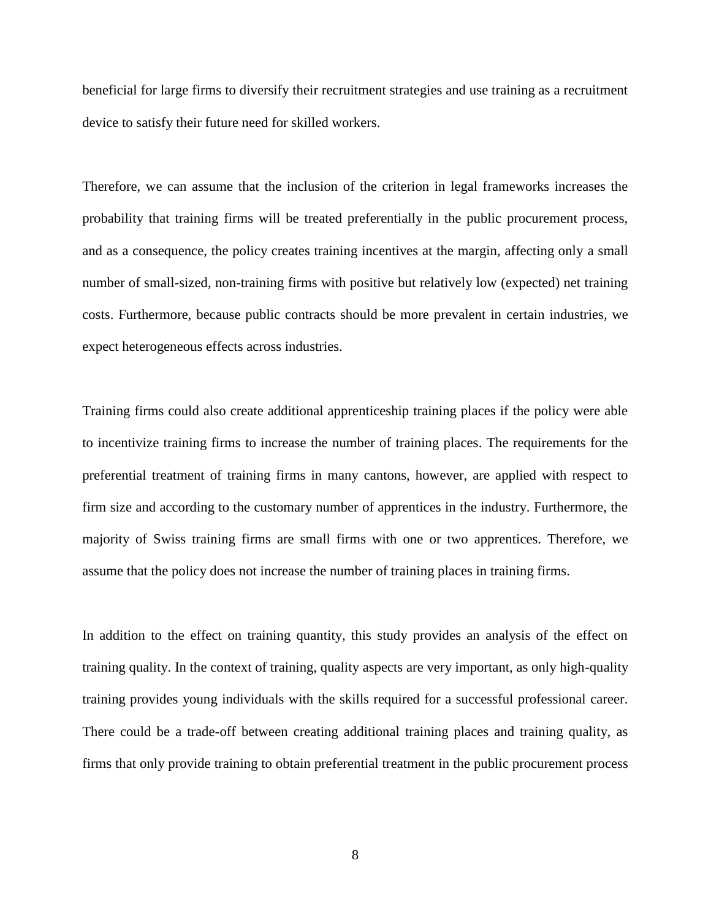beneficial for large firms to diversify their recruitment strategies and use training as a recruitment device to satisfy their future need for skilled workers.

Therefore, we can assume that the inclusion of the criterion in legal frameworks increases the probability that training firms will be treated preferentially in the public procurement process, and as a consequence, the policy creates training incentives at the margin, affecting only a small number of small-sized, non-training firms with positive but relatively low (expected) net training costs. Furthermore, because public contracts should be more prevalent in certain industries, we expect heterogeneous effects across industries.

Training firms could also create additional apprenticeship training places if the policy were able to incentivize training firms to increase the number of training places. The requirements for the preferential treatment of training firms in many cantons, however, are applied with respect to firm size and according to the customary number of apprentices in the industry. Furthermore, the majority of Swiss training firms are small firms with one or two apprentices. Therefore, we assume that the policy does not increase the number of training places in training firms.

In addition to the effect on training quantity, this study provides an analysis of the effect on training quality. In the context of training, quality aspects are very important, as only high-quality training provides young individuals with the skills required for a successful professional career. There could be a trade-off between creating additional training places and training quality, as firms that only provide training to obtain preferential treatment in the public procurement process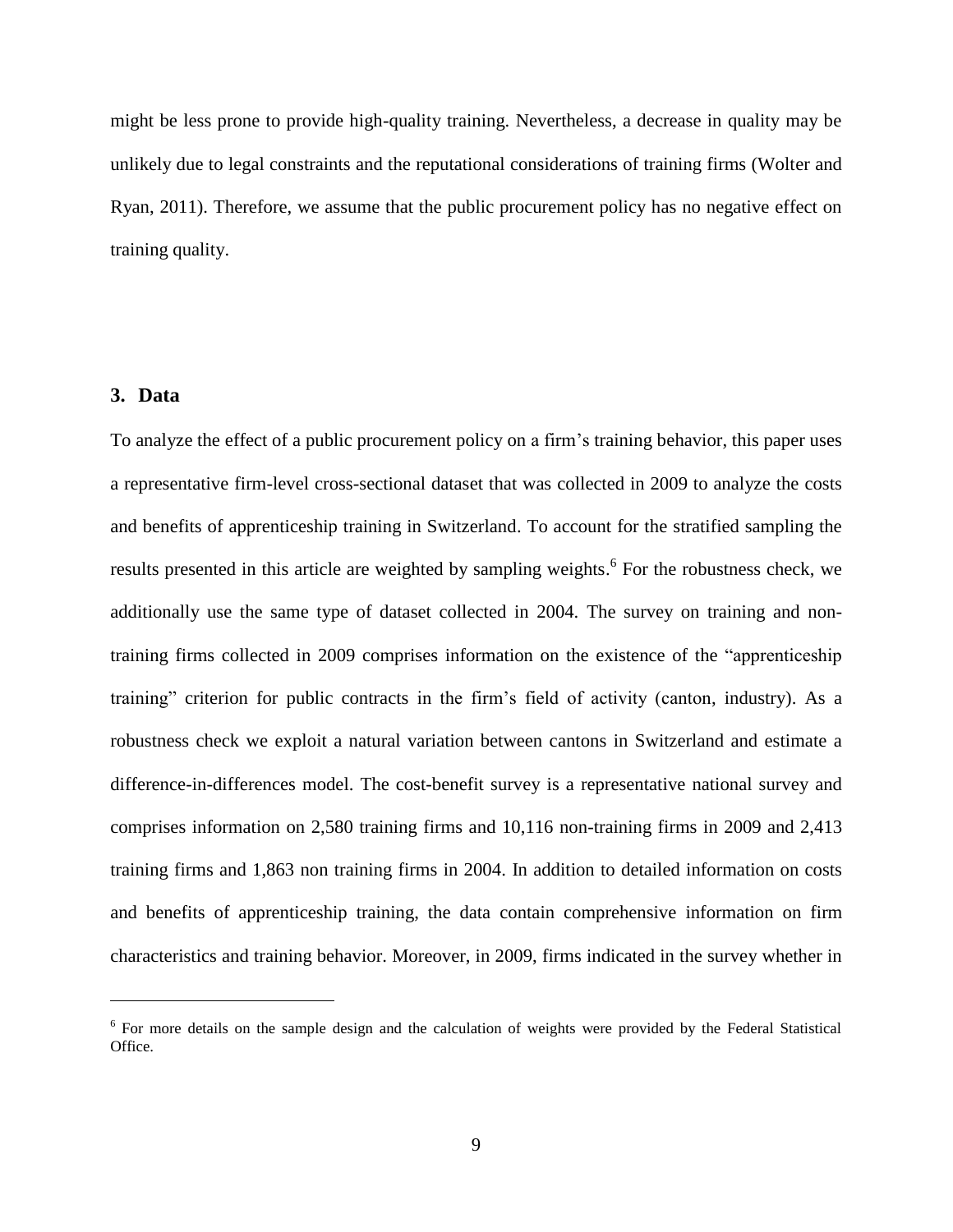might be less prone to provide high-quality training. Nevertheless, a decrease in quality may be unlikely due to legal constraints and the reputational considerations of training firms (Wolter and Ryan, 2011). Therefore, we assume that the public procurement policy has no negative effect on training quality.

## 3. Data

To analyze the effect of a public procurement policy on a firm's training behavior, this paper uses a representative firm-level cross-sectional dataset that was collected in 2009 to analyze the costs and benefits of apprenticeship training in Switzerland. To account for the stratified sampling the results presented in this article are weighted by sampling weights.[6] For the robustness check, we additionally use the same type of dataset collected in 2004. The survey on training and non-training firms collected in 2009 comprises information on the existence of the "apprenticeship training" criterion for public contracts in the firm's field of activity (canton, industry). As a robustness check we exploit a natural variation between cantons in Switzerland and estimate a difference-in-differences model. The cost-benefit survey is a representative national survey and comprises information on 2,580 training firms and 10,116 non-training firms in 2009 and 2,413 training firms and 1,863 non training firms in 2004. In addition to detailed information on costs and benefits of apprenticeship training, the data contain comprehensive information on firm characteristics and training behavior. Moreover, in 2009, firms indicated in the survey whether in

[6] For more details on the sample design and the calculation of weights were provided by the Federal Statistical Office.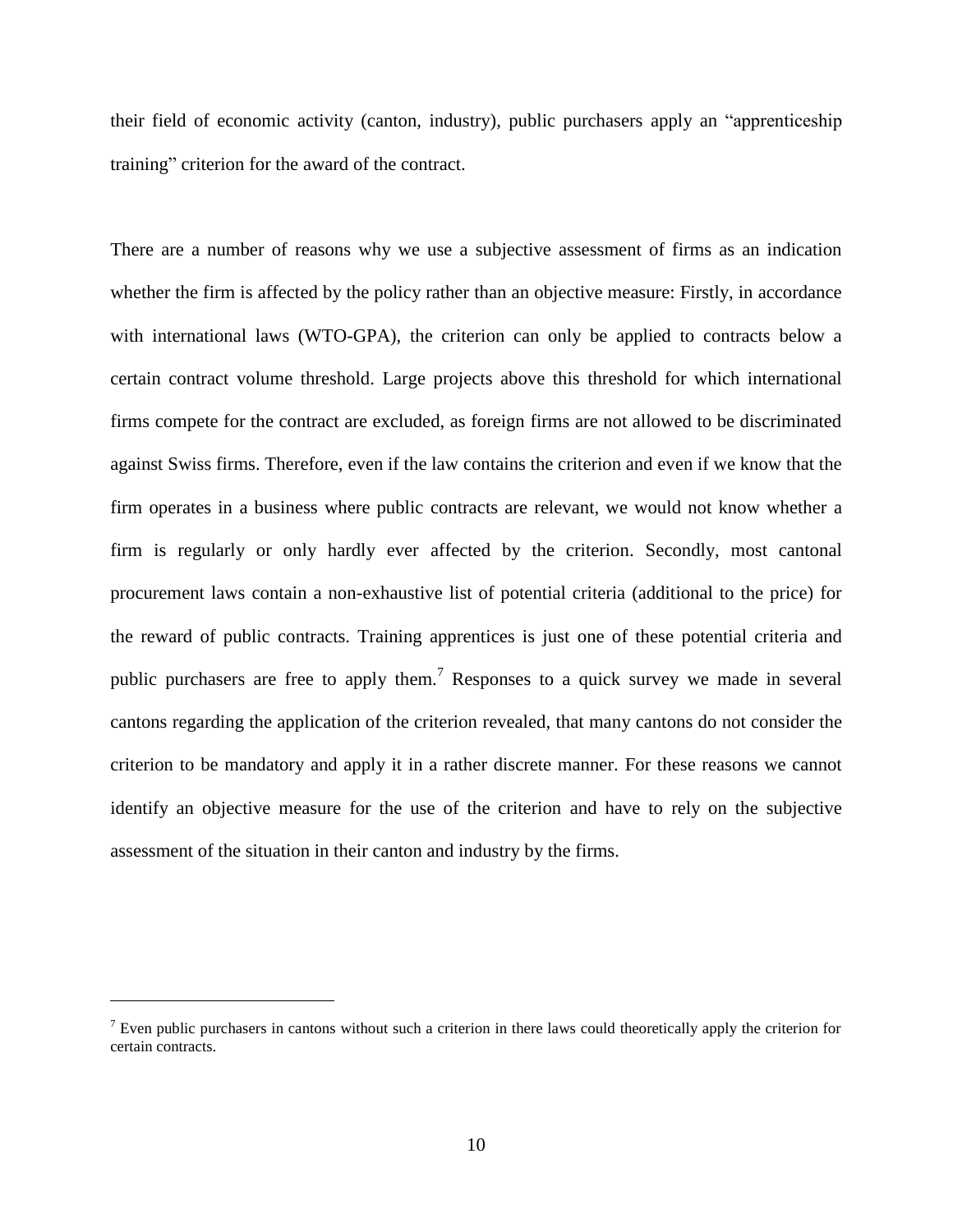their field of economic activity (canton, industry), public purchasers apply an "apprenticeship training" criterion for the award of the contract.

There are a number of reasons why we use a subjective assessment of firms as an indication whether the firm is affected by the policy rather than an objective measure: Firstly, in accordance with international laws (WTO-GPA), the criterion can only be applied to contracts below a certain contract volume threshold. Large projects above this threshold for which international firms compete for the contract are excluded, as foreign firms are not allowed to be discriminated against Swiss firms. Therefore, even if the law contains the criterion and even if we know that the firm operates in a business where public contracts are relevant, we would not know whether a firm is regularly or only hardly ever affected by the criterion. Secondly, most cantonal procurement laws contain a non-exhaustive list of potential criteria (additional to the price) for the reward of public contracts. Training apprentices is just one of these potential criteria and public purchasers are free to apply them.[7] Responses to a quick survey we made in several cantons regarding the application of the criterion revealed, that many cantons do not consider the criterion to be mandatory and apply it in a rather discrete manner. For these reasons we cannot identify an objective measure for the use of the criterion and have to rely on the subjective assessment of the situation in their canton and industry by the firms.

[7] Even public purchasers in cantons without such a criterion in there laws could theoretically apply the criterion for certain contracts.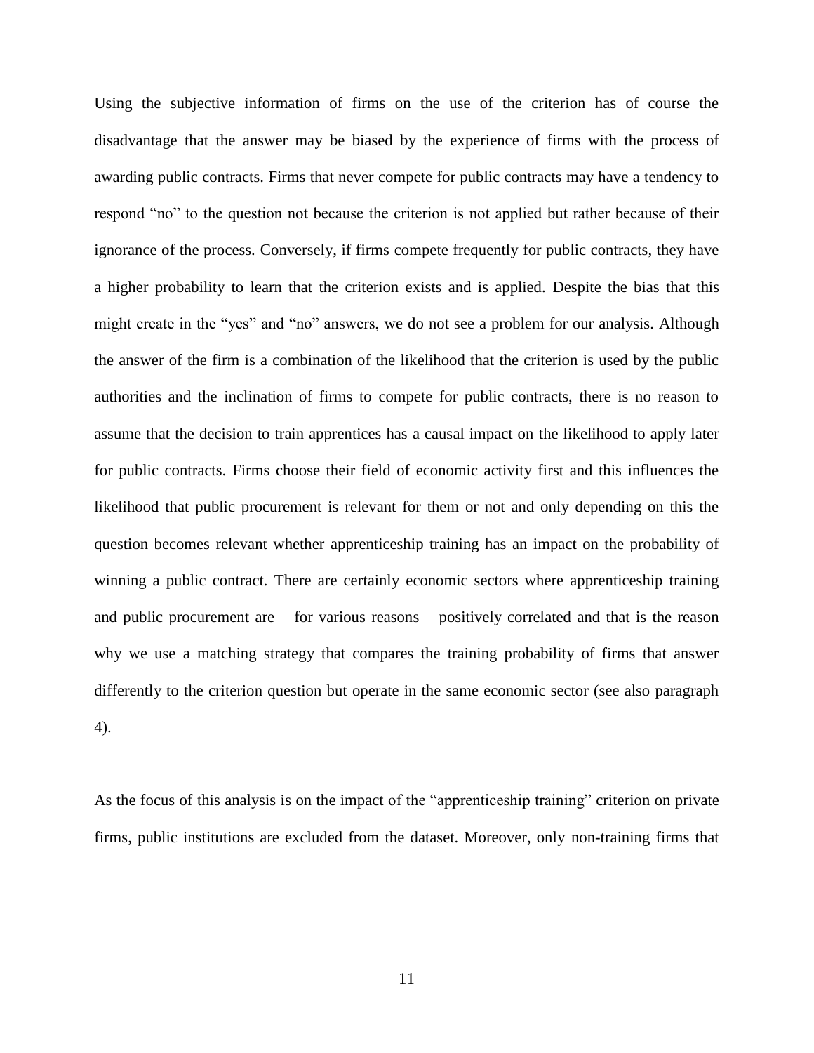Using the subjective information of firms on the use of the criterion has of course the disadvantage that the answer may be biased by the experience of firms with the process of awarding public contracts. Firms that never compete for public contracts may have a tendency to respond "no" to the question not because the criterion is not applied but rather because of their ignorance of the process. Conversely, if firms compete frequently for public contracts, they have a higher probability to learn that the criterion exists and is applied. Despite the bias that this might create in the "yes" and "no" answers, we do not see a problem for our analysis. Although the answer of the firm is a combination of the likelihood that the criterion is used by the public authorities and the inclination of firms to compete for public contracts, there is no reason to assume that the decision to train apprentices has a causal impact on the likelihood to apply later for public contracts. Firms choose their field of economic activity first and this influences the likelihood that public procurement is relevant for them or not and only depending on this the question becomes relevant whether apprenticeship training has an impact on the probability of winning a public contract. There are certainly economic sectors where apprenticeship training and public procurement are – for various reasons – positively correlated and that is the reason why we use a matching strategy that compares the training probability of firms that answer differently to the criterion question but operate in the same economic sector (see also paragraph 4).

As the focus of this analysis is on the impact of the "apprenticeship training" criterion on private firms, public institutions are excluded from the dataset. Moreover, only non-training firms that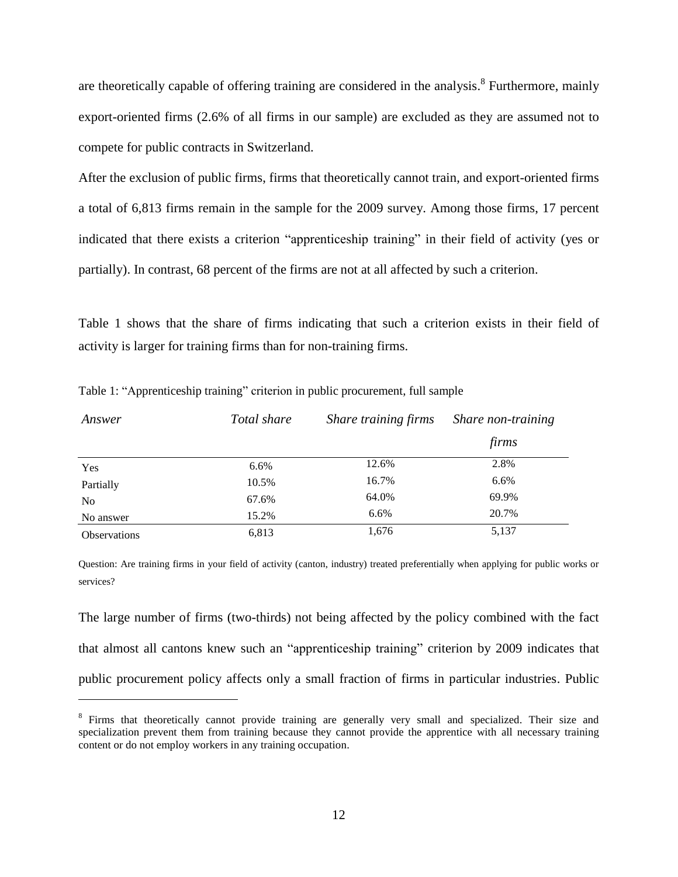are theoretically capable of offering training are considered in the analysis.[8] Furthermore, mainly export-oriented firms (2.6% of all firms in our sample) are excluded as they are assumed not to compete for public contracts in Switzerland.

After the exclusion of public firms, firms that theoretically cannot train, and export-oriented firms a total of 6,813 firms remain in the sample for the 2009 survey. Among those firms, 17 percent indicated that there exists a criterion "apprenticeship training" in their field of activity (yes or partially). In contrast, 68 percent of the firms are not at all affected by such a criterion.

Table 1 shows that the share of firms indicating that such a criterion exists in their field of activity is larger for training firms than for non-training firms.

Table 1: "Apprenticeship training" criterion in public procurement, full sample

| *Answer* | *Total share* | *Share training firms* | *Share non-training firms* |
|---|---|---|---|
| Yes | 6.6% | 12.6% | 2.8% |
| Partially | 10.5% | 16.7% | 6.6% |
| No | 67.6% | 64.0% | 69.9% |
| No answer | 15.2% | 6.6% | 20.7% |
| Observations | 6,813 | 1,676 | 5,137 |

Question: Are training firms in your field of activity (canton, industry) treated preferentially when applying for public works or services?

The large number of firms (two-thirds) not being affected by the policy combined with the fact that almost all cantons knew such an "apprenticeship training" criterion by 2009 indicates that public procurement policy affects only a small fraction of firms in particular industries. Public

[8] Firms that theoretically cannot provide training are generally very small and specialized. Their size and specialization prevent them from training because they cannot provide the apprentice with all necessary training content or do not employ workers in any training occupation.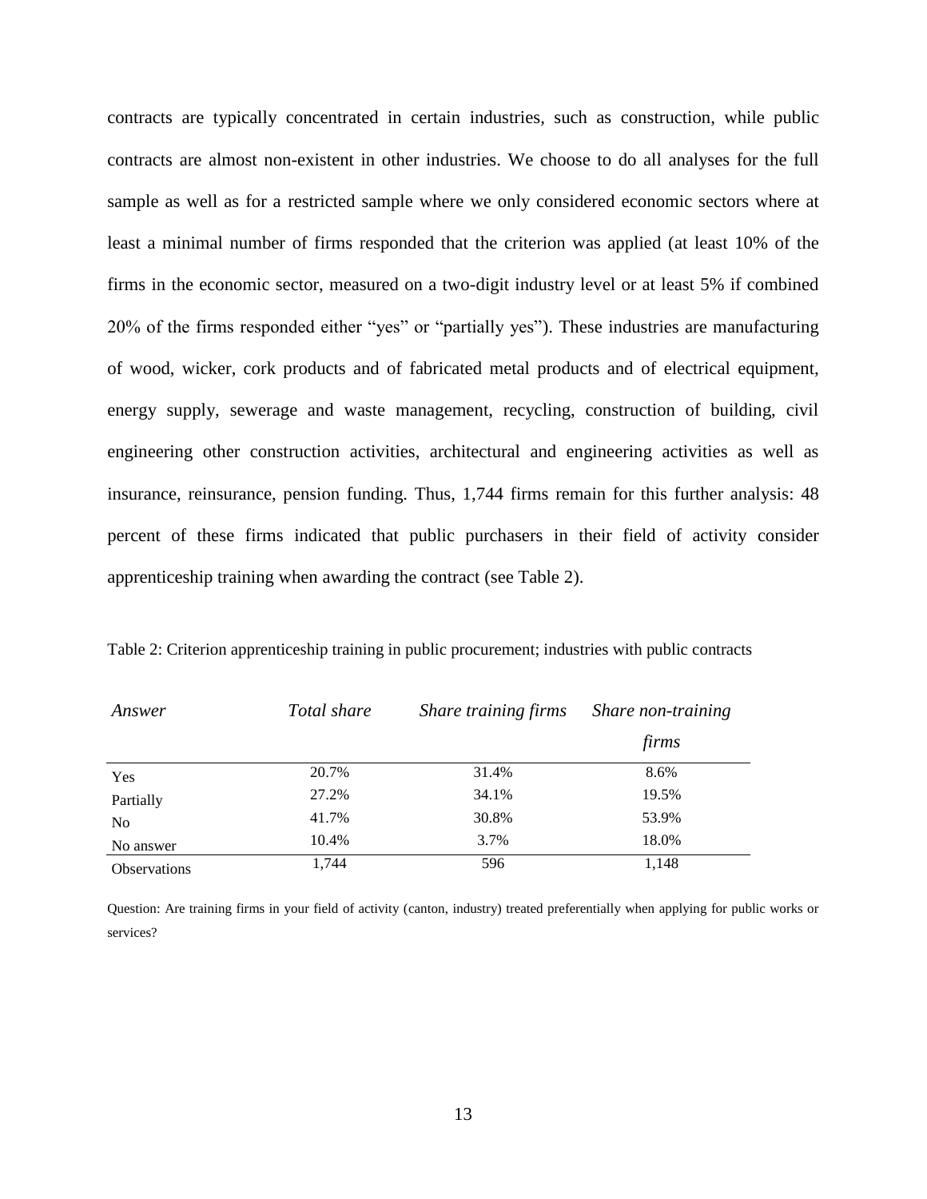contracts are typically concentrated in certain industries, such as construction, while public contracts are almost non-existent in other industries. We choose to do all analyses for the full sample as well as for a restricted sample where we only considered economic sectors where at least a minimal number of firms responded that the criterion was applied (at least 10% of the firms in the economic sector, measured on a two-digit industry level or at least 5% if combined 20% of the firms responded either "yes" or "partially yes"). These industries are manufacturing of wood, wicker, cork products and of fabricated metal products and of electrical equipment, energy supply, sewerage and waste management, recycling, construction of building, civil engineering other construction activities, architectural and engineering activities as well as insurance, reinsurance, pension funding. Thus, 1,744 firms remain for this further analysis: 48 percent of these firms indicated that public purchasers in their field of activity consider apprenticeship training when awarding the contract (see Table 2).

Table 2: Criterion apprenticeship training in public procurement; industries with public contracts

| *Answer* | *Total share* | *Share training firms* | *Share non-training firms* |
|---|---|---|---|
| Yes | 20.7% | 31.4% | 8.6% |
| Partially | 27.2% | 34.1% | 19.5% |
| No | 41.7% | 30.8% | 53.9% |
| No answer | 10.4% | 3.7% | 18.0% |
| Observations | 1,744 | 596 | 1,148 |

Question: Are training firms in your field of activity (canton, industry) treated preferentially when applying for public works or services?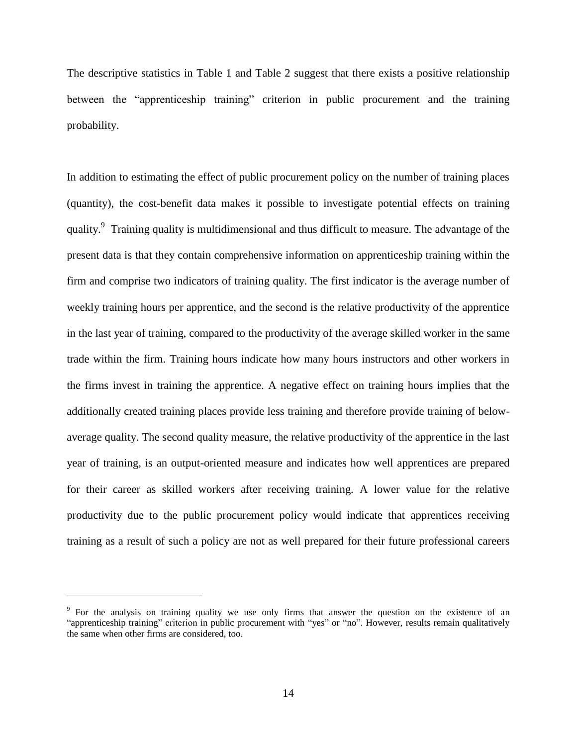The descriptive statistics in Table 1 and Table 2 suggest that there exists a positive relationship between the "apprenticeship training" criterion in public procurement and the training probability.

In addition to estimating the effect of public procurement policy on the number of training places (quantity), the cost-benefit data makes it possible to investigate potential effects on training quality.[9] Training quality is multidimensional and thus difficult to measure. The advantage of the present data is that they contain comprehensive information on apprenticeship training within the firm and comprise two indicators of training quality. The first indicator is the average number of weekly training hours per apprentice, and the second is the relative productivity of the apprentice in the last year of training, compared to the productivity of the average skilled worker in the same trade within the firm. Training hours indicate how many hours instructors and other workers in the firms invest in training the apprentice. A negative effect on training hours implies that the additionally created training places provide less training and therefore provide training of below-average quality. The second quality measure, the relative productivity of the apprentice in the last year of training, is an output-oriented measure and indicates how well apprentices are prepared for their career as skilled workers after receiving training. A lower value for the relative productivity due to the public procurement policy would indicate that apprentices receiving training as a result of such a policy are not as well prepared for their future professional careers

[9] For the analysis on training quality we use only firms that answer the question on the existence of an "apprenticeship training" criterion in public procurement with "yes" or "no". However, results remain qualitatively the same when other firms are considered, too.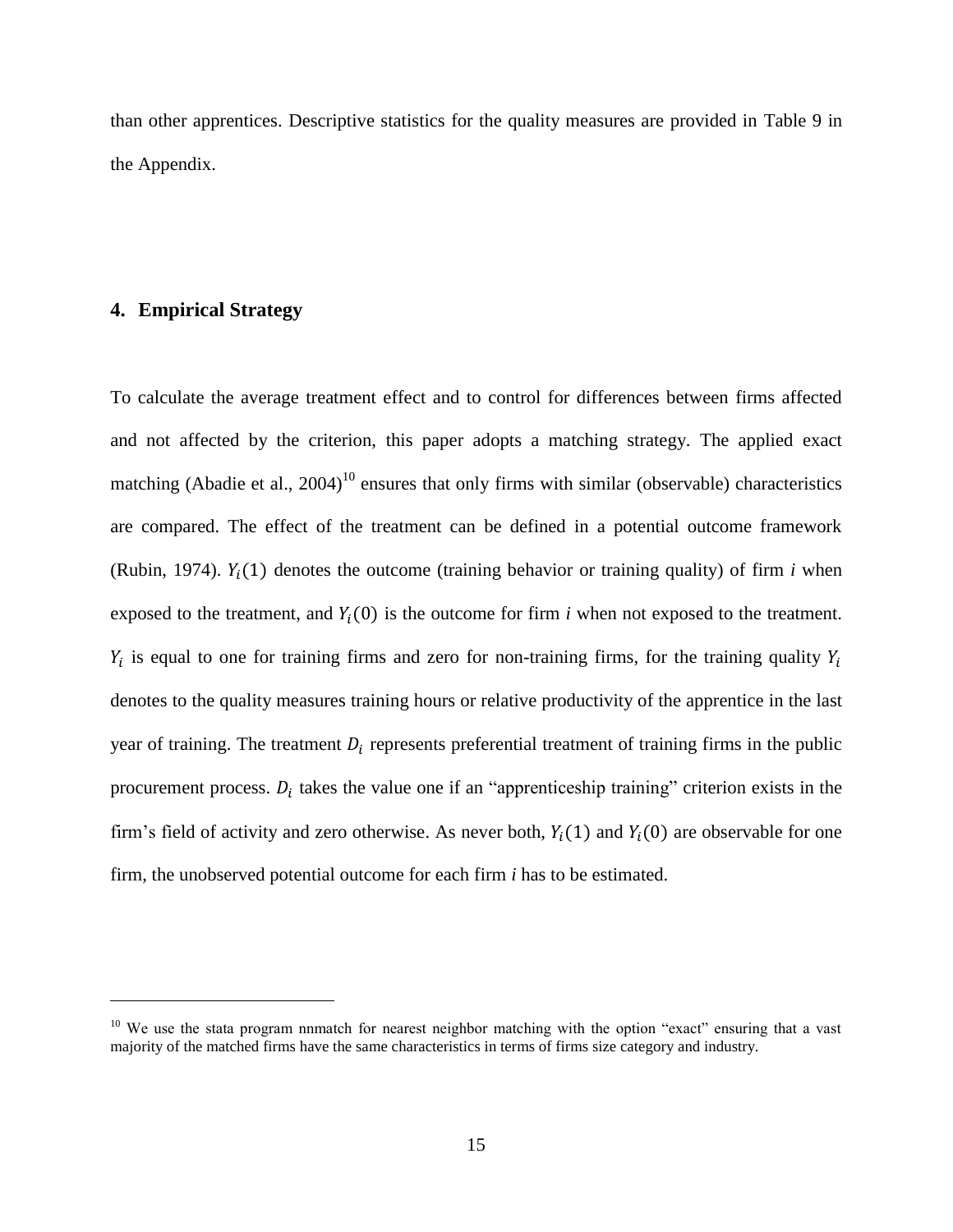than other apprentices. Descriptive statistics for the quality measures are provided in Table 9 in the Appendix.

## 4. Empirical Strategy

To calculate the average treatment effect and to control for differences between firms affected and not affected by the criterion, this paper adopts a matching strategy. The applied exact matching (Abadie et al., 2004)[10] ensures that only firms with similar (observable) characteristics are compared. The effect of the treatment can be defined in a potential outcome framework (Rubin, 1974). $Y_i(1)$ denotes the outcome (training behavior or training quality) of firm *i* when exposed to the treatment, and $Y_i(0)$ is the outcome for firm *i* when not exposed to the treatment. $Y_i$ is equal to one for training firms and zero for non-training firms, for the training quality $Y_i$ denotes to the quality measures training hours or relative productivity of the apprentice in the last year of training. The treatment $D_i$ represents preferential treatment of training firms in the public procurement process. $D_i$ takes the value one if an "apprenticeship training" criterion exists in the firm's field of activity and zero otherwise. As never both, $Y_i(1)$ and $Y_i(0)$ are observable for one firm, the unobserved potential outcome for each firm *i* has to be estimated.

---

[10] We use the stata program nnmatch for nearest neighbor matching with the option "exact" ensuring that a vast majority of the matched firms have the same characteristics in terms of firms size category and industry.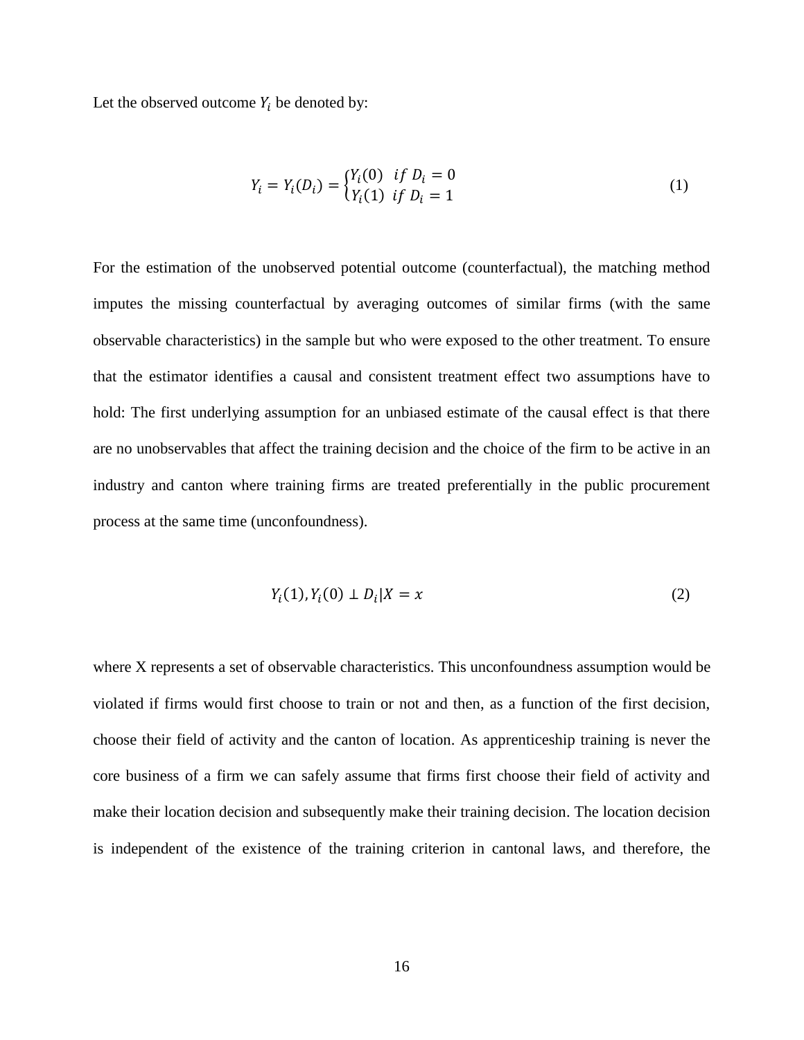Let the observed outcome $Y_i$ be denoted by:

$$Y_i = Y_i(D_i) = \begin{cases} Y_i(0) & if\ D_i = 0 \\ Y_i(1) & if\ D_i = 1 \end{cases} \tag{1}$$

For the estimation of the unobserved potential outcome (counterfactual), the matching method imputes the missing counterfactual by averaging outcomes of similar firms (with the same observable characteristics) in the sample but who were exposed to the other treatment. To ensure that the estimator identifies a causal and consistent treatment effect two assumptions have to hold: The first underlying assumption for an unbiased estimate of the causal effect is that there are no unobservables that affect the training decision and the choice of the firm to be active in an industry and canton where training firms are treated preferentially in the public procurement process at the same time (unconfoundness).

$$Y_i(1), Y_i(0) \perp D_i | X = x \tag{2}$$

where X represents a set of observable characteristics. This unconfoundness assumption would be violated if firms would first choose to train or not and then, as a function of the first decision, choose their field of activity and the canton of location. As apprenticeship training is never the core business of a firm we can safely assume that firms first choose their field of activity and make their location decision and subsequently make their training decision. The location decision is independent of the existence of the training criterion in cantonal laws, and therefore, the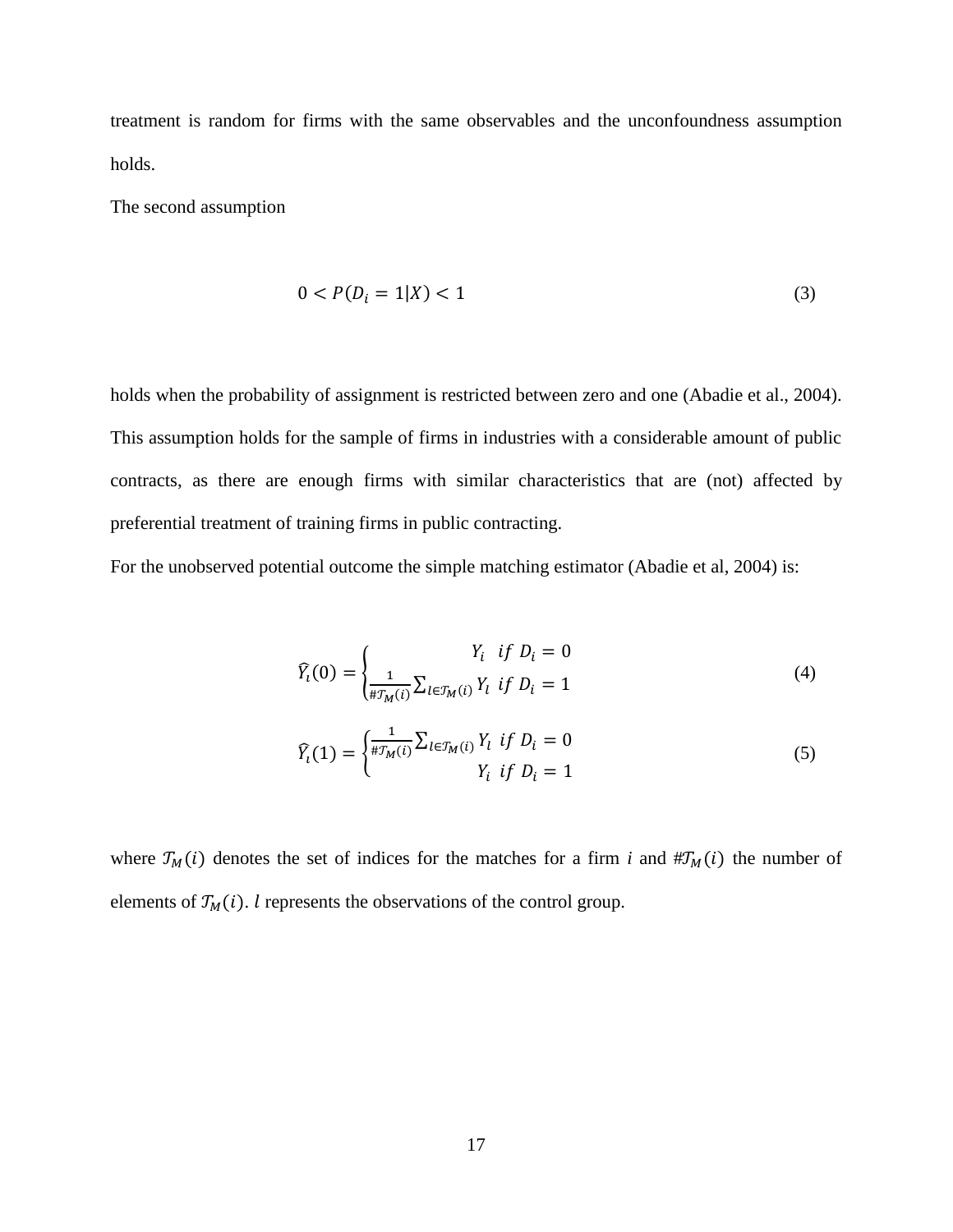treatment is random for firms with the same observables and the unconfoundness assumption holds.

The second assumption

$$0 < P(D_i = 1|X) < 1 \tag{3}$$

holds when the probability of assignment is restricted between zero and one (Abadie et al., 2004). This assumption holds for the sample of firms in industries with a considerable amount of public contracts, as there are enough firms with similar characteristics that are (not) affected by preferential treatment of training firms in public contracting.

For the unobserved potential outcome the simple matching estimator (Abadie et al, 2004) is:

$$\widehat{Y}_i(0) = \begin{cases} Y_i \quad if \ D_i = 0 \\ \frac{1}{\#\mathcal{J}_M(i)} \sum_{l \in \mathcal{J}_M(i)} Y_l \ \ if \ D_i = 1 \end{cases} \tag{4}$$

$$\widehat{Y}_i(1) = \begin{cases} \frac{1}{\#\mathcal{J}_M(i)} \sum_{l \in \mathcal{J}_M(i)} Y_l \ \ if \ D_i = 0 \\ Y_i \quad if \ D_i = 1 \end{cases} \tag{5}$$

where $\mathcal{J}_M(i)$ denotes the set of indices for the matches for a firm *i* and $\#\mathcal{J}_M(i)$ the number of elements of $\mathcal{J}_M(i)$. $l$ represents the observations of the control group.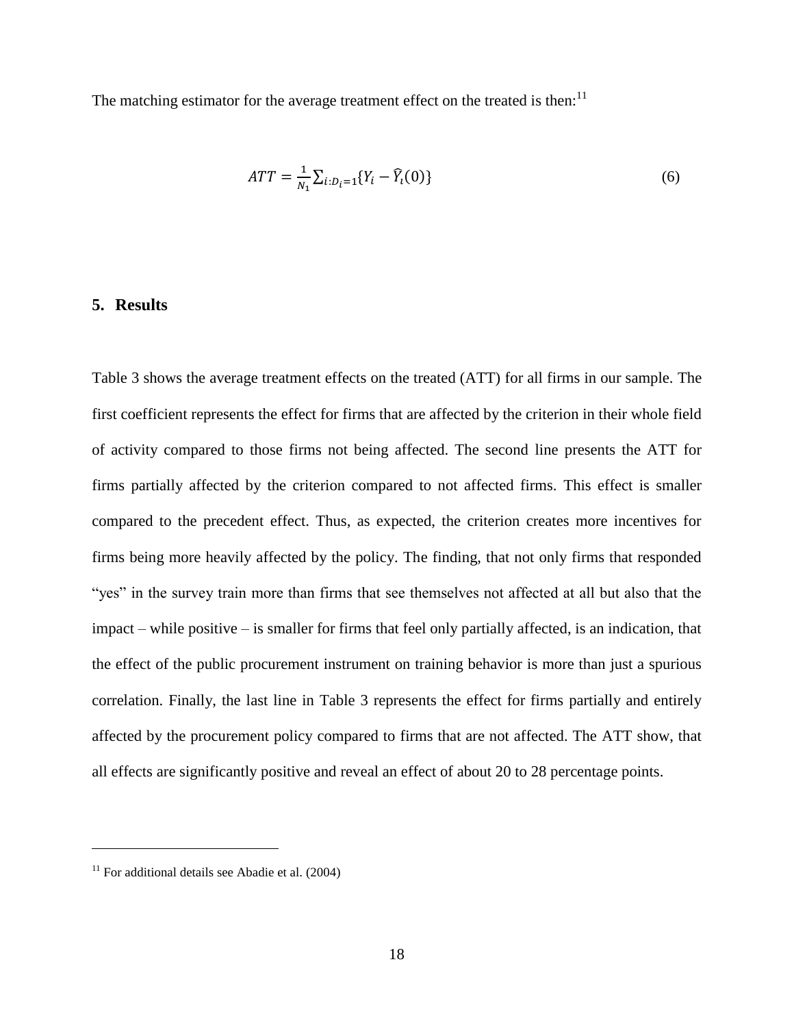The matching estimator for the average treatment effect on the treated is then:[11]

$$ATT = \frac{1}{N_1} \sum_{i:D_i=1} \{Y_i - \widehat{Y}_i(0)\} \qquad (6)$$

## 5. Results

Table 3 shows the average treatment effects on the treated (ATT) for all firms in our sample. The first coefficient represents the effect for firms that are affected by the criterion in their whole field of activity compared to those firms not being affected. The second line presents the ATT for firms partially affected by the criterion compared to not affected firms. This effect is smaller compared to the precedent effect. Thus, as expected, the criterion creates more incentives for firms being more heavily affected by the policy. The finding, that not only firms that responded "yes" in the survey train more than firms that see themselves not affected at all but also that the impact – while positive – is smaller for firms that feel only partially affected, is an indication, that the effect of the public procurement instrument on training behavior is more than just a spurious correlation. Finally, the last line in Table 3 represents the effect for firms partially and entirely affected by the procurement policy compared to firms that are not affected. The ATT show, that all effects are significantly positive and reveal an effect of about 20 to 28 percentage points.

[11] For additional details see Abadie et al. (2004)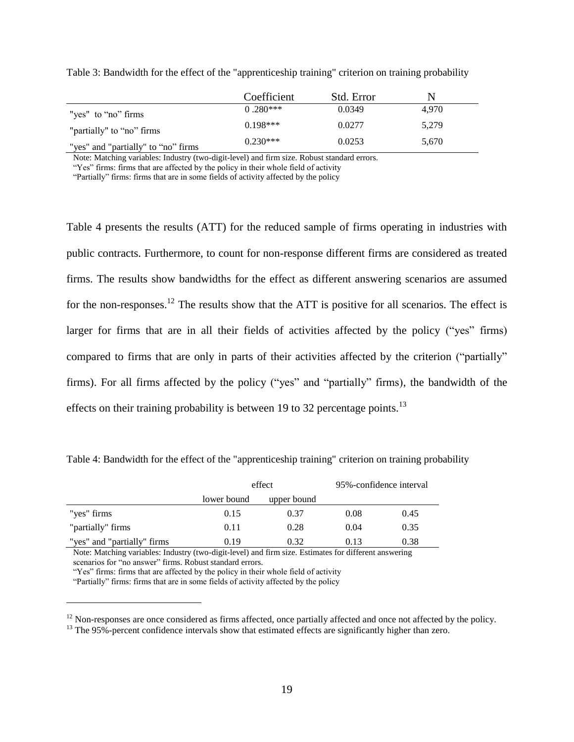Table 3: Bandwidth for the effect of the "apprenticeship training" criterion on training probability

| | Coefficient | Std. Error | N |
|---|---|---|---|
| "yes" to "no" firms | 0 .280*** | 0.0349 | 4,970 |
| "partially" to "no" firms | 0.198*** | 0.0277 | 5,279 |
| "yes" and "partially" to "no" firms | 0.230*** | 0.0253 | 5,670 |

Note: Matching variables: Industry (two-digit-level) and firm size. Robust standard errors.
"Yes" firms: firms that are affected by the policy in their whole field of activity
"Partially" firms: firms that are in some fields of activity affected by the policy

Table 4 presents the results (ATT) for the reduced sample of firms operating in industries with public contracts. Furthermore, to count for non-response different firms are considered as treated firms. The results show bandwidths for the effect as different answering scenarios are assumed for the non-responses.[12] The results show that the ATT is positive for all scenarios. The effect is larger for firms that are in all their fields of activities affected by the policy ("yes" firms) compared to firms that are only in parts of their activities affected by the criterion ("partially" firms). For all firms affected by the policy ("yes" and "partially" firms), the bandwidth of the effects on their training probability is between 19 to 32 percentage points.[13]

Table 4: Bandwidth for the effect of the "apprenticeship training" criterion on training probability

| | effect | | 95%-confidence interval | |
|---|---|---|---|---|
| | lower bound | upper bound | | |
| "yes" firms | 0.15 | 0.37 | 0.08 | 0.45 |
| "partially" firms | 0.11 | 0.28 | 0.04 | 0.35 |
| "yes" and "partially" firms | 0.19 | 0.32 | 0.13 | 0.38 |

Note: Matching variables: Industry (two-digit-level) and firm size. Estimates for different answering scenarios for "no answer" firms. Robust standard errors.
"Yes" firms: firms that are affected by the policy in their whole field of activity
"Partially" firms: firms that are in some fields of activity affected by the policy

[12] Non-responses are once considered as firms affected, once partially affected and once not affected by the policy.

[13] The 95%-percent confidence intervals show that estimated effects are significantly higher than zero.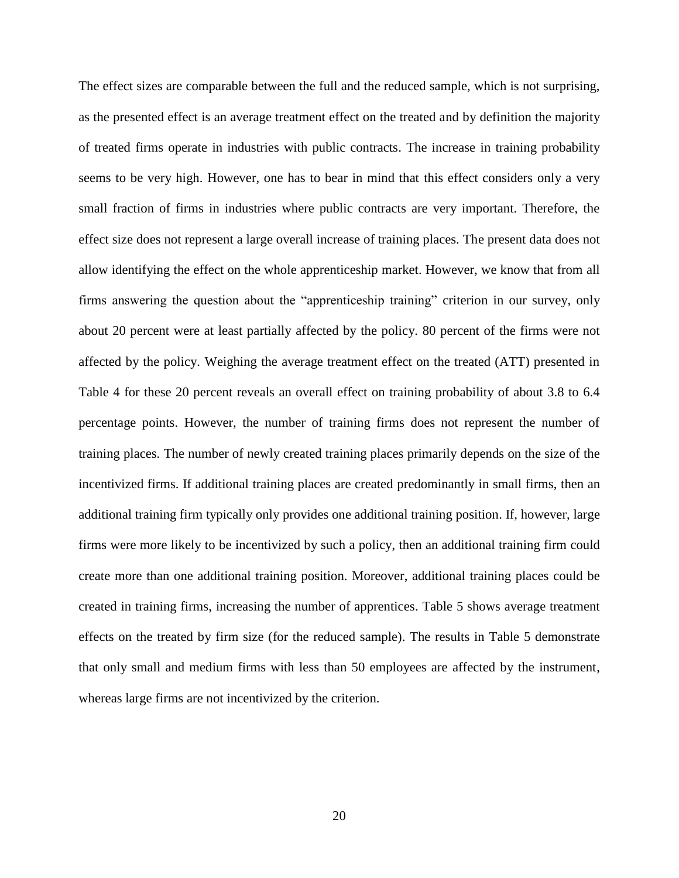The effect sizes are comparable between the full and the reduced sample, which is not surprising, as the presented effect is an average treatment effect on the treated and by definition the majority of treated firms operate in industries with public contracts. The increase in training probability seems to be very high. However, one has to bear in mind that this effect considers only a very small fraction of firms in industries where public contracts are very important. Therefore, the effect size does not represent a large overall increase of training places. The present data does not allow identifying the effect on the whole apprenticeship market. However, we know that from all firms answering the question about the "apprenticeship training" criterion in our survey, only about 20 percent were at least partially affected by the policy. 80 percent of the firms were not affected by the policy. Weighing the average treatment effect on the treated (ATT) presented in Table 4 for these 20 percent reveals an overall effect on training probability of about 3.8 to 6.4 percentage points. However, the number of training firms does not represent the number of training places. The number of newly created training places primarily depends on the size of the incentivized firms. If additional training places are created predominantly in small firms, then an additional training firm typically only provides one additional training position. If, however, large firms were more likely to be incentivized by such a policy, then an additional training firm could create more than one additional training position. Moreover, additional training places could be created in training firms, increasing the number of apprentices. Table 5 shows average treatment effects on the treated by firm size (for the reduced sample). The results in Table 5 demonstrate that only small and medium firms with less than 50 employees are affected by the instrument, whereas large firms are not incentivized by the criterion.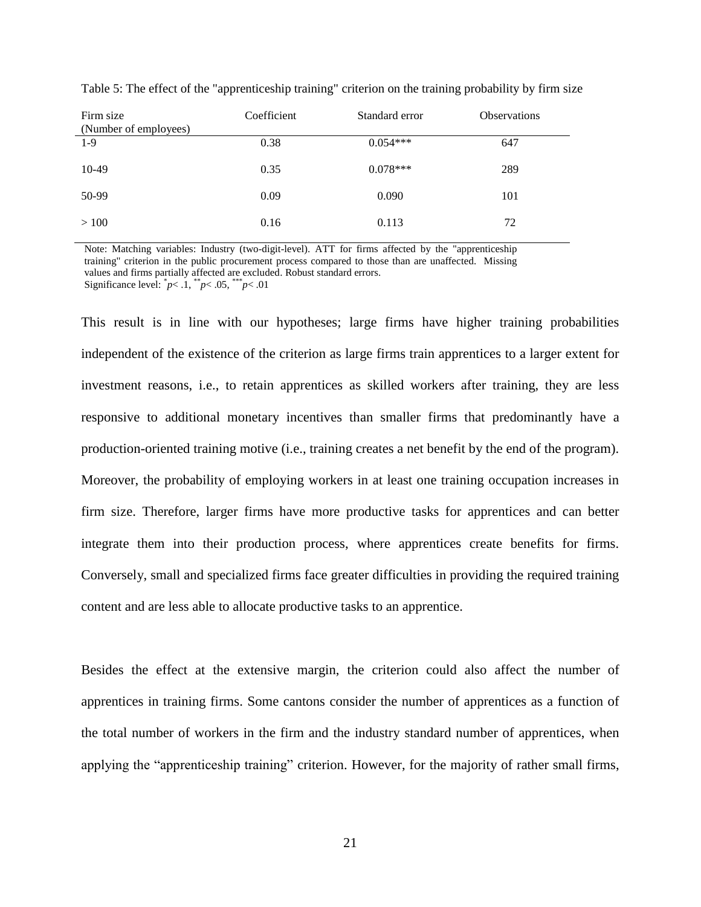Table 5: The effect of the "apprenticeship training" criterion on the training probability by firm size

| Firm size (Number of employees) | Coefficient | Standard error | Observations |
|---|---|---|---|
| 1-9 | 0.38 | 0.054*** | 647 |
| 10-49 | 0.35 | 0.078*** | 289 |
| 50-99 | 0.09 | 0.090 | 101 |
| > 100 | 0.16 | 0.113 | 72 |

Note: Matching variables: Industry (two-digit-level). ATT for firms affected by the "apprenticeship training" criterion in the public procurement process compared to those than are unaffected. Missing values and firms partially affected are excluded. Robust standard errors.
Significance level: * $p< .1$, ** $p< .05$, *** $p< .01$

This result is in line with our hypotheses; large firms have higher training probabilities independent of the existence of the criterion as large firms train apprentices to a larger extent for investment reasons, i.e., to retain apprentices as skilled workers after training, they are less responsive to additional monetary incentives than smaller firms that predominantly have a production-oriented training motive (i.e., training creates a net benefit by the end of the program). Moreover, the probability of employing workers in at least one training occupation increases in firm size. Therefore, larger firms have more productive tasks for apprentices and can better integrate them into their production process, where apprentices create benefits for firms. Conversely, small and specialized firms face greater difficulties in providing the required training content and are less able to allocate productive tasks to an apprentice.

Besides the effect at the extensive margin, the criterion could also affect the number of apprentices in training firms. Some cantons consider the number of apprentices as a function of the total number of workers in the firm and the industry standard number of apprentices, when applying the "apprenticeship training" criterion. However, for the majority of rather small firms,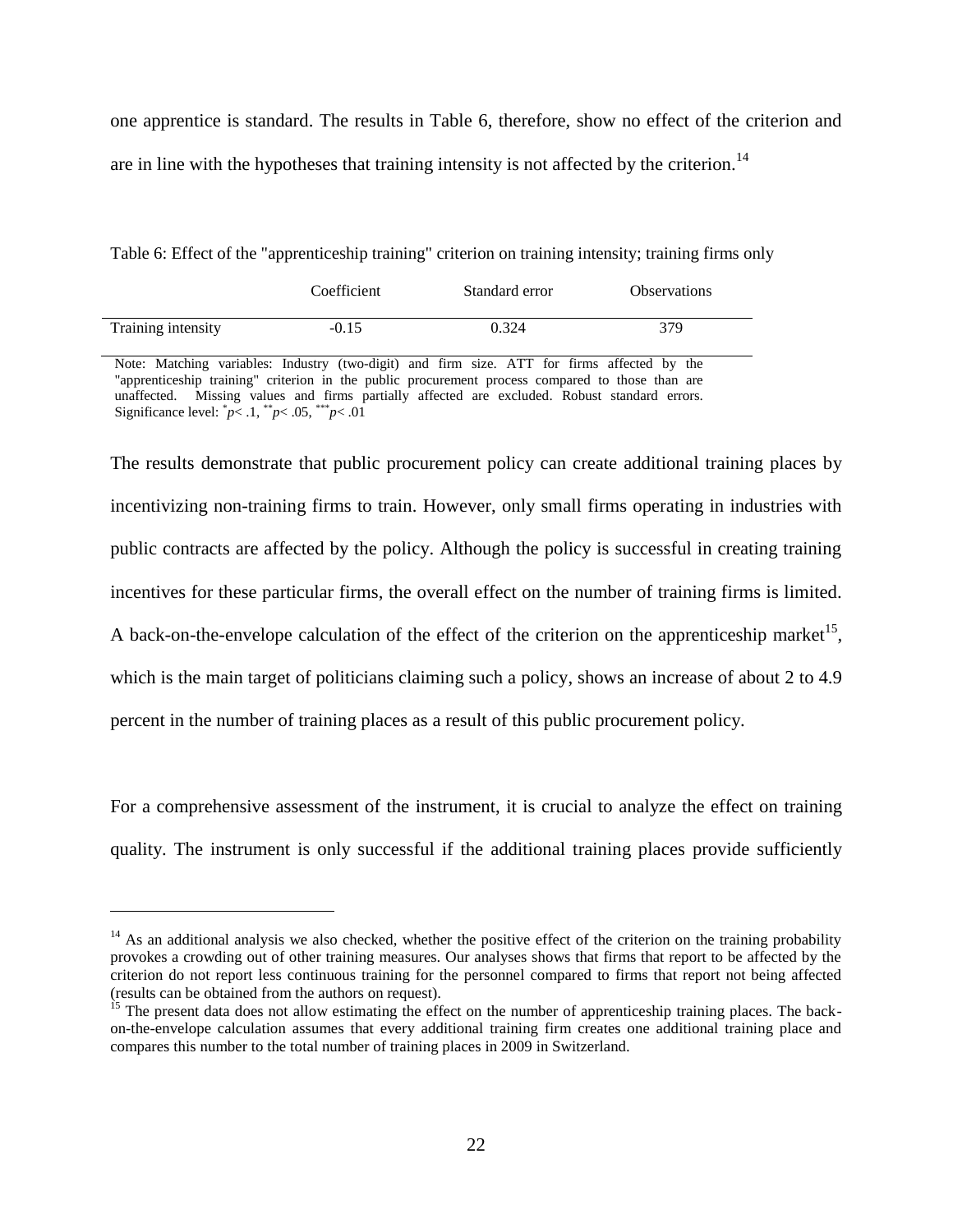one apprentice is standard. The results in Table 6, therefore, show no effect of the criterion and are in line with the hypotheses that training intensity is not affected by the criterion.[14]

Table 6: Effect of the "apprenticeship training" criterion on training intensity; training firms only

| | Coefficient | Standard error | Observations |
|---|---|---|---|
| Training intensity | -0.15 | 0.324 | 379 |

Note: Matching variables: Industry (two-digit) and firm size. ATT for firms affected by the "apprenticeship training" criterion in the public procurement process compared to those than are unaffected. Missing values and firms partially affected are excluded. Robust standard errors. Significance level: $^{*}p< .1$, $^{**}p< .05$, $^{***}p< .01$

The results demonstrate that public procurement policy can create additional training places by incentivizing non-training firms to train. However, only small firms operating in industries with public contracts are affected by the policy. Although the policy is successful in creating training incentives for these particular firms, the overall effect on the number of training firms is limited. A back-on-the-envelope calculation of the effect of the criterion on the apprenticeship market[15], which is the main target of politicians claiming such a policy, shows an increase of about 2 to 4.9 percent in the number of training places as a result of this public procurement policy.

For a comprehensive assessment of the instrument, it is crucial to analyze the effect on training quality. The instrument is only successful if the additional training places provide sufficiently

[14] As an additional analysis we also checked, whether the positive effect of the criterion on the training probability provokes a crowding out of other training measures. Our analyses shows that firms that report to be affected by the criterion do not report less continuous training for the personnel compared to firms that report not being affected (results can be obtained from the authors on request).

[15] The present data does not allow estimating the effect on the number of apprenticeship training places. The back-on-the-envelope calculation assumes that every additional training firm creates one additional training place and compares this number to the total number of training places in 2009 in Switzerland.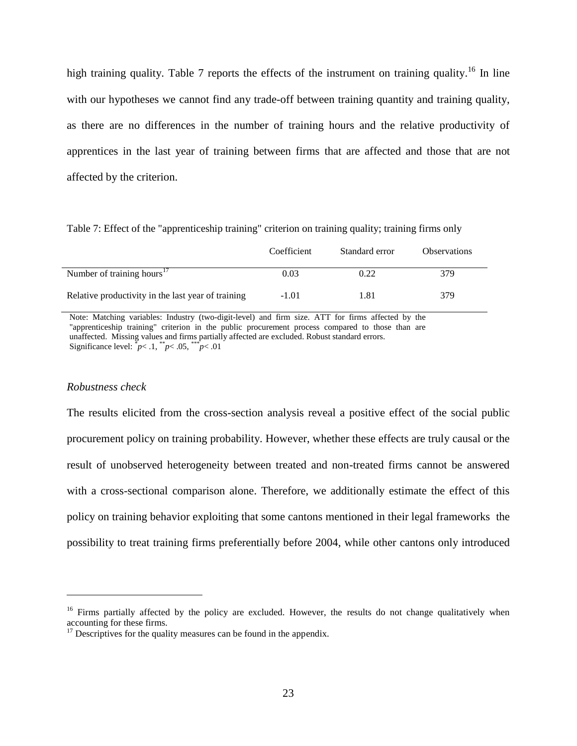high training quality. Table 7 reports the effects of the instrument on training quality.[16] In line with our hypotheses we cannot find any trade-off between training quantity and training quality, as there are no differences in the number of training hours and the relative productivity of apprentices in the last year of training between firms that are affected and those that are not affected by the criterion.

Table 7: Effect of the "apprenticeship training" criterion on training quality; training firms only

| | Coefficient | Standard error | Observations |
|---|---|---|---|
| Number of training hours[17] | 0.03 | 0.22 | 379 |
| Relative productivity in the last year of training | -1.01 | 1.81 | 379 |

Note: Matching variables: Industry (two-digit-level) and firm size. ATT for firms affected by the "apprenticeship training" criterion in the public procurement process compared to those than are unaffected. Missing values and firms partially affected are excluded. Robust standard errors.
Significance level: $^{*}p< .1$, $^{**}p< .05$, $^{***}p< .01$

*Robustness check*

The results elicited from the cross-section analysis reveal a positive effect of the social public procurement policy on training probability. However, whether these effects are truly causal or the result of unobserved heterogeneity between treated and non-treated firms cannot be answered with a cross-sectional comparison alone. Therefore, we additionally estimate the effect of this policy on training behavior exploiting that some cantons mentioned in their legal frameworks the possibility to treat training firms preferentially before 2004, while other cantons only introduced

[16] Firms partially affected by the policy are excluded. However, the results do not change qualitatively when accounting for these firms.

[17] Descriptives for the quality measures can be found in the appendix.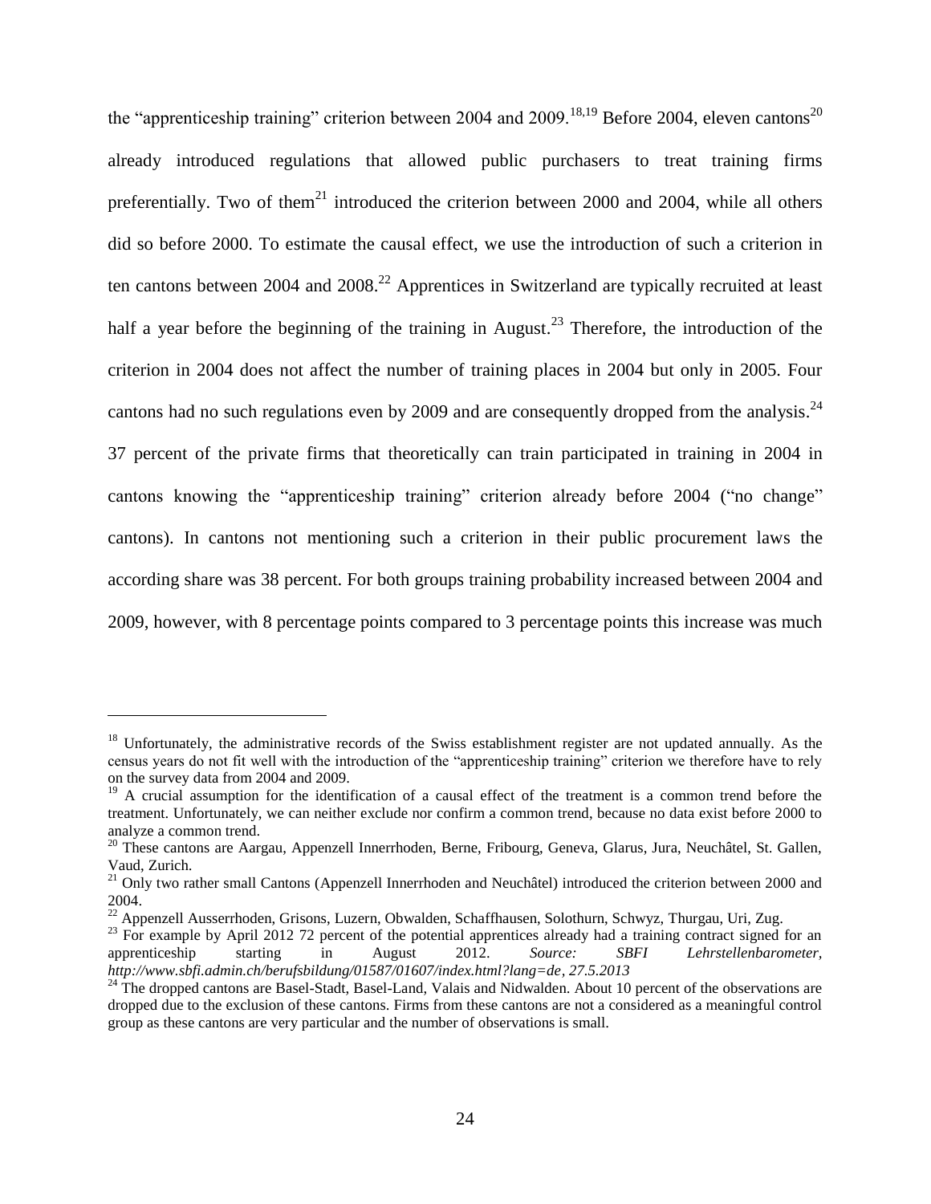the "apprenticeship training" criterion between 2004 and 2009.[18,19] Before 2004, eleven cantons[20] already introduced regulations that allowed public purchasers to treat training firms preferentially. Two of them[21] introduced the criterion between 2000 and 2004, while all others did so before 2000. To estimate the causal effect, we use the introduction of such a criterion in ten cantons between 2004 and 2008.[22] Apprentices in Switzerland are typically recruited at least half a year before the beginning of the training in August.[23] Therefore, the introduction of the criterion in 2004 does not affect the number of training places in 2004 but only in 2005. Four cantons had no such regulations even by 2009 and are consequently dropped from the analysis.[24] 37 percent of the private firms that theoretically can train participated in training in 2004 in cantons knowing the "apprenticeship training" criterion already before 2004 ("no change" cantons). In cantons not mentioning such a criterion in their public procurement laws the according share was 38 percent. For both groups training probability increased between 2004 and 2009, however, with 8 percentage points compared to 3 percentage points this increase was much

---

[18] Unfortunately, the administrative records of the Swiss establishment register are not updated annually. As the census years do not fit well with the introduction of the "apprenticeship training" criterion we therefore have to rely on the survey data from 2004 and 2009.

[19] A crucial assumption for the identification of a causal effect of the treatment is a common trend before the treatment. Unfortunately, we can neither exclude nor confirm a common trend, because no data exist before 2000 to analyze a common trend.

[20] These cantons are Aargau, Appenzell Innerrhoden, Berne, Fribourg, Geneva, Glarus, Jura, Neuchâtel, St. Gallen, Vaud, Zurich.

[21] Only two rather small Cantons (Appenzell Innerrhoden and Neuchâtel) introduced the criterion between 2000 and 2004.

[22] Appenzell Ausserrhoden, Grisons, Luzern, Obwalden, Schaffhausen, Solothurn, Schwyz, Thurgau, Uri, Zug.

[23] For example by April 2012 72 percent of the potential apprentices already had a training contract signed for an apprenticeship starting in August 2012. *Source: SBFI Lehrstellenbarometer, http://www.sbfi.admin.ch/berufsbildung/01587/01607/index.html?lang=de, 27.5.2013*

[24] The dropped cantons are Basel-Stadt, Basel-Land, Valais and Nidwalden. About 10 percent of the observations are dropped due to the exclusion of these cantons. Firms from these cantons are not a considered as a meaningful control group as these cantons are very particular and the number of observations is small.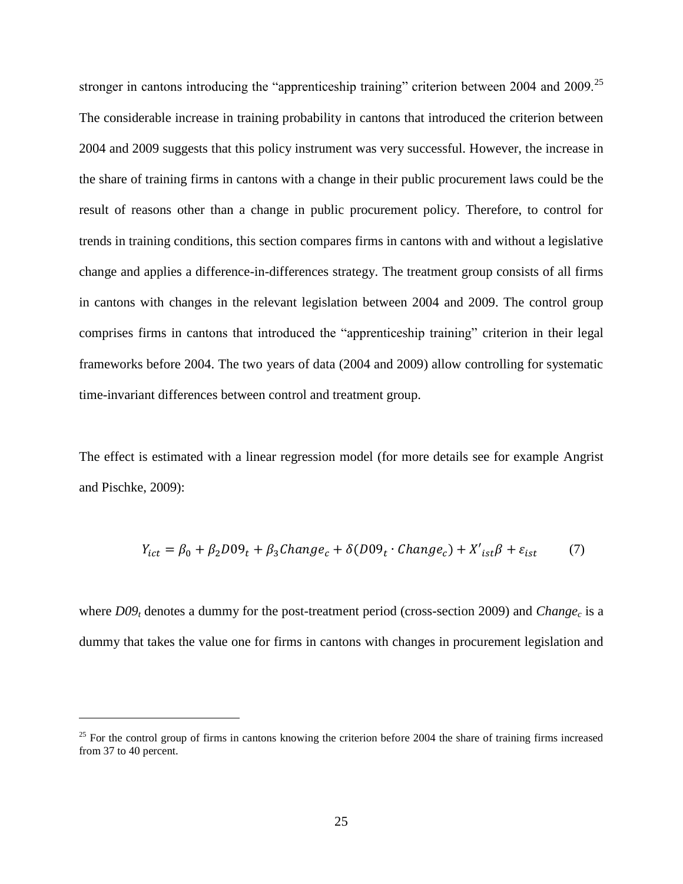stronger in cantons introducing the "apprenticeship training" criterion between 2004 and 2009.[25] The considerable increase in training probability in cantons that introduced the criterion between 2004 and 2009 suggests that this policy instrument was very successful. However, the increase in the share of training firms in cantons with a change in their public procurement laws could be the result of reasons other than a change in public procurement policy. Therefore, to control for trends in training conditions, this section compares firms in cantons with and without a legislative change and applies a difference-in-differences strategy. The treatment group consists of all firms in cantons with changes in the relevant legislation between 2004 and 2009. The control group comprises firms in cantons that introduced the "apprenticeship training" criterion in their legal frameworks before 2004. The two years of data (2004 and 2009) allow controlling for systematic time-invariant differences between control and treatment group.

The effect is estimated with a linear regression model (for more details see for example Angrist and Pischke, 2009):

$$Y_{ict} = \beta_0 + \beta_2 D09_t + \beta_3 Change_c + \delta(D09_t \cdot Change_c) + X'_{ist}\beta + \varepsilon_{ist} \qquad (7)$$

where $D09_t$ denotes a dummy for the post-treatment period (cross-section 2009) and $Change_c$ is a dummy that takes the value one for firms in cantons with changes in procurement legislation and

[25] For the control group of firms in cantons knowing the criterion before 2004 the share of training firms increased from 37 to 40 percent.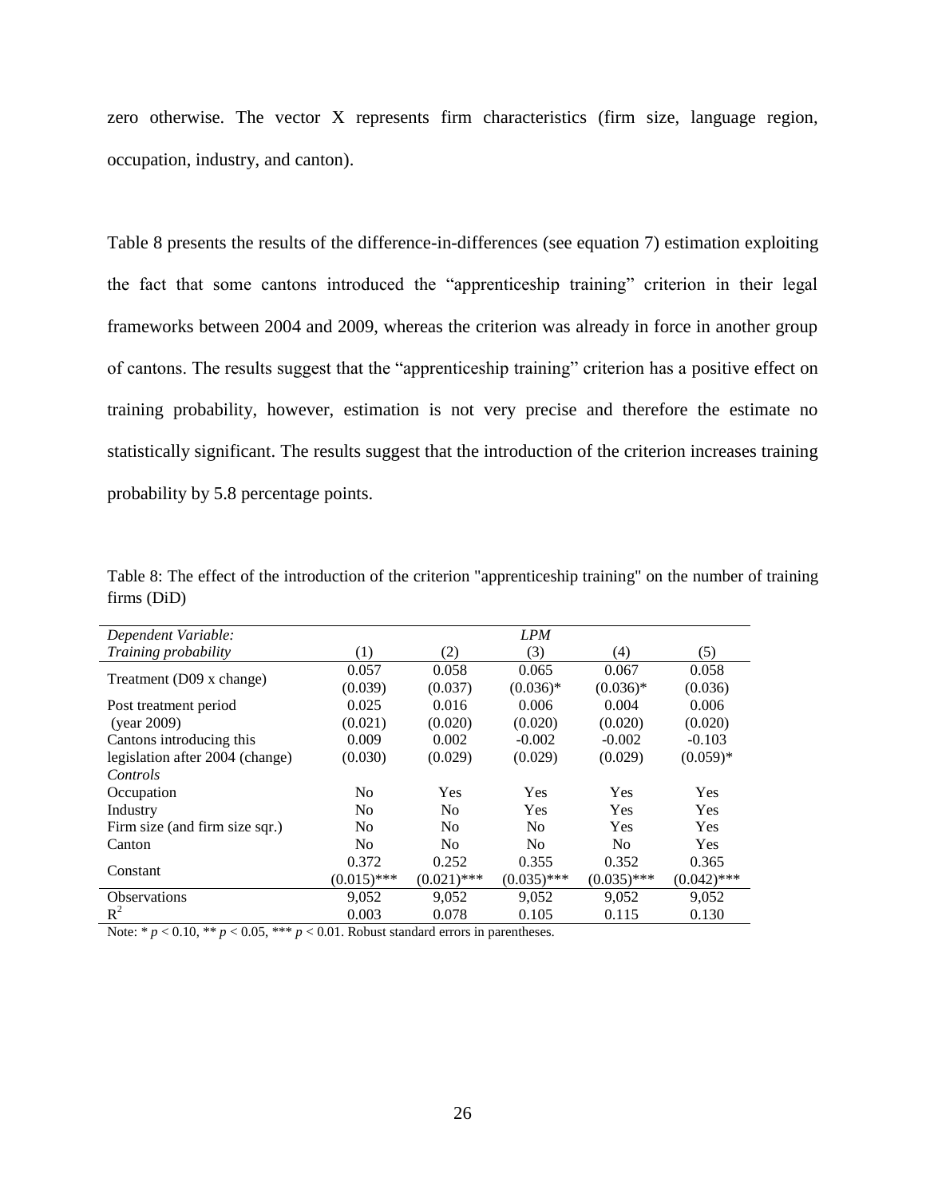zero otherwise. The vector X represents firm characteristics (firm size, language region, occupation, industry, and canton).

Table 8 presents the results of the difference-in-differences (see equation 7) estimation exploiting the fact that some cantons introduced the "apprenticeship training" criterion in their legal frameworks between 2004 and 2009, whereas the criterion was already in force in another group of cantons. The results suggest that the "apprenticeship training" criterion has a positive effect on training probability, however, estimation is not very precise and therefore the estimate no statistically significant. The results suggest that the introduction of the criterion increases training probability by 5.8 percentage points.

Table 8: The effect of the introduction of the criterion "apprenticeship training" on the number of training firms (DiD)

| *Dependent Variable:* | | | *LPM* | | |
|---|---|---|---|---|---|
| *Training probability* | (1) | (2) | (3) | (4) | (5) |
| Treatment (D09 x change) | 0.057 | 0.058 | 0.065 | 0.067 | 0.058 |
| | (0.039) | (0.037) | (0.036)* | (0.036)* | (0.036) |
| Post treatment period | 0.025 | 0.016 | 0.006 | 0.004 | 0.006 |
| (year 2009) | (0.021) | (0.020) | (0.020) | (0.020) | (0.020) |
| Cantons introducing this | 0.009 | 0.002 | -0.002 | -0.002 | -0.103 |
| legislation after 2004 (change) | (0.030) | (0.029) | (0.029) | (0.029) | (0.059)* |
| *Controls* | | | | | |
| Occupation | No | Yes | Yes | Yes | Yes |
| Industry | No | No | Yes | Yes | Yes |
| Firm size (and firm size sqr.) | No | No | No | Yes | Yes |
| Canton | No | No | No | No | Yes |
| Constant | 0.372 | 0.252 | 0.355 | 0.352 | 0.365 |
| | (0.015)*** | (0.021)*** | (0.035)*** | (0.035)*** | (0.042)*** |
| Observations | 9,052 | 9,052 | 9,052 | 9,052 | 9,052 |
| $R^2$ | 0.003 | 0.078 | 0.105 | 0.115 | 0.130 |

Note: * $p < 0.10$, ** $p < 0.05$, *** $p < 0.01$. Robust standard errors in parentheses.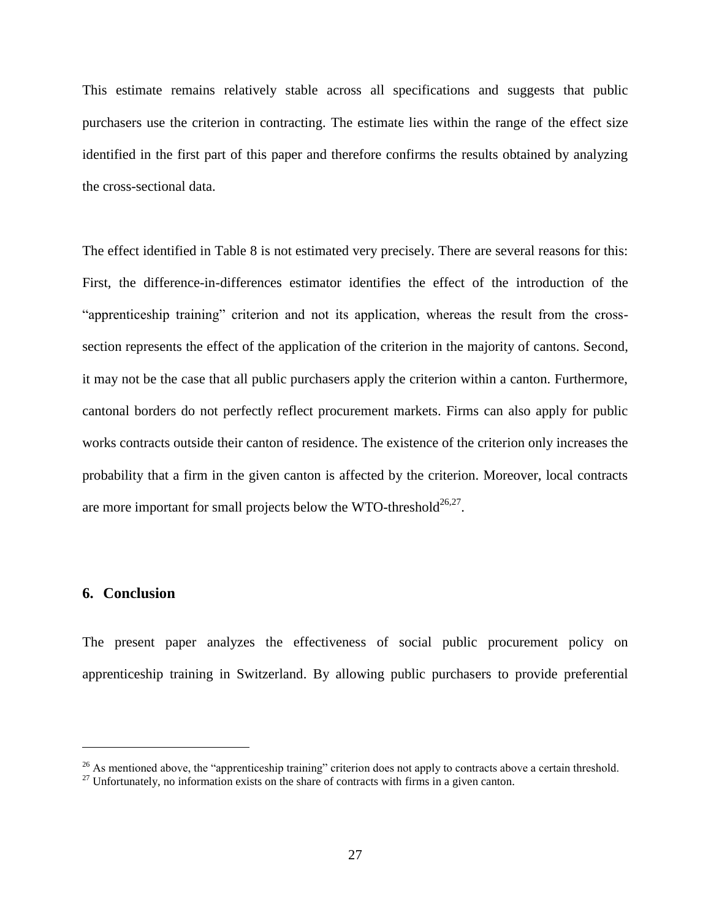This estimate remains relatively stable across all specifications and suggests that public purchasers use the criterion in contracting. The estimate lies within the range of the effect size identified in the first part of this paper and therefore confirms the results obtained by analyzing the cross-sectional data.

The effect identified in Table 8 is not estimated very precisely. There are several reasons for this: First, the difference-in-differences estimator identifies the effect of the introduction of the "apprenticeship training" criterion and not its application, whereas the result from the cross-section represents the effect of the application of the criterion in the majority of cantons. Second, it may not be the case that all public purchasers apply the criterion within a canton. Furthermore, cantonal borders do not perfectly reflect procurement markets. Firms can also apply for public works contracts outside their canton of residence. The existence of the criterion only increases the probability that a firm in the given canton is affected by the criterion. Moreover, local contracts are more important for small projects below the WTO-threshold[26,27].

## 6. Conclusion

The present paper analyzes the effectiveness of social public procurement policy on apprenticeship training in Switzerland. By allowing public purchasers to provide preferential

---

[26] As mentioned above, the "apprenticeship training" criterion does not apply to contracts above a certain threshold.

[27] Unfortunately, no information exists on the share of contracts with firms in a given canton.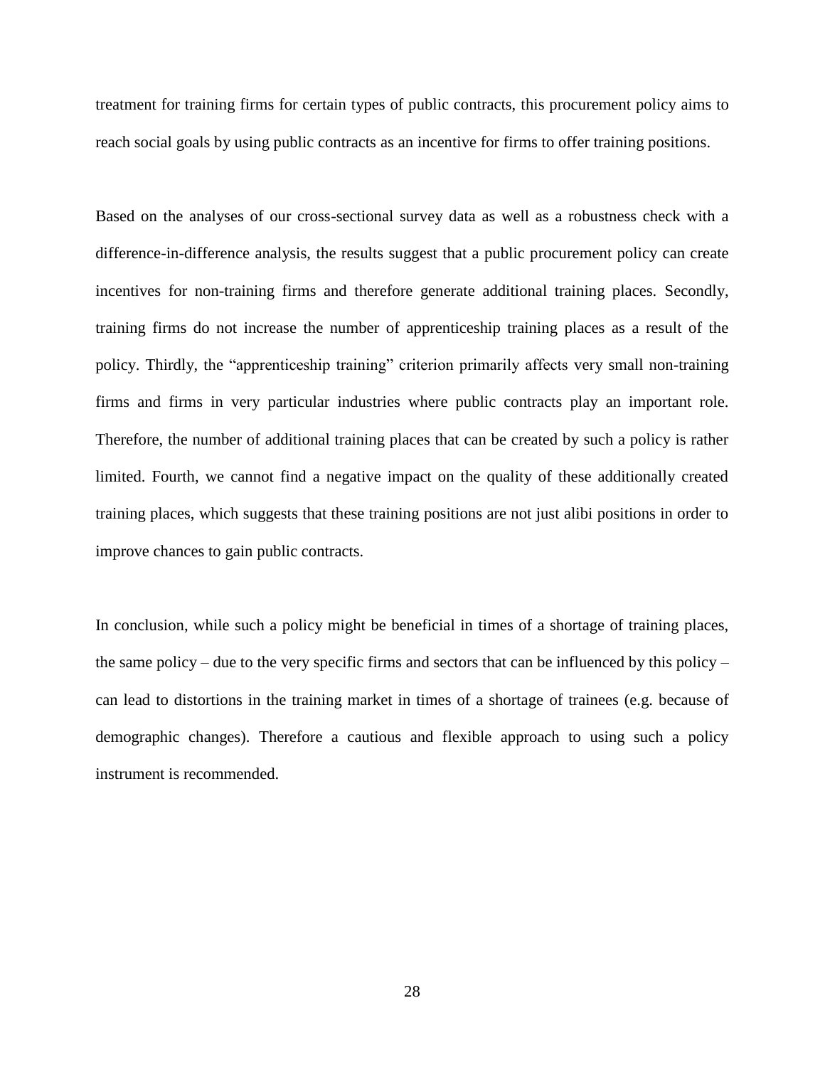treatment for training firms for certain types of public contracts, this procurement policy aims to reach social goals by using public contracts as an incentive for firms to offer training positions.

Based on the analyses of our cross-sectional survey data as well as a robustness check with a difference-in-difference analysis, the results suggest that a public procurement policy can create incentives for non-training firms and therefore generate additional training places. Secondly, training firms do not increase the number of apprenticeship training places as a result of the policy. Thirdly, the "apprenticeship training" criterion primarily affects very small non-training firms and firms in very particular industries where public contracts play an important role. Therefore, the number of additional training places that can be created by such a policy is rather limited. Fourth, we cannot find a negative impact on the quality of these additionally created training places, which suggests that these training positions are not just alibi positions in order to improve chances to gain public contracts.

In conclusion, while such a policy might be beneficial in times of a shortage of training places, the same policy – due to the very specific firms and sectors that can be influenced by this policy – can lead to distortions in the training market in times of a shortage of trainees (e.g. because of demographic changes). Therefore a cautious and flexible approach to using such a policy instrument is recommended.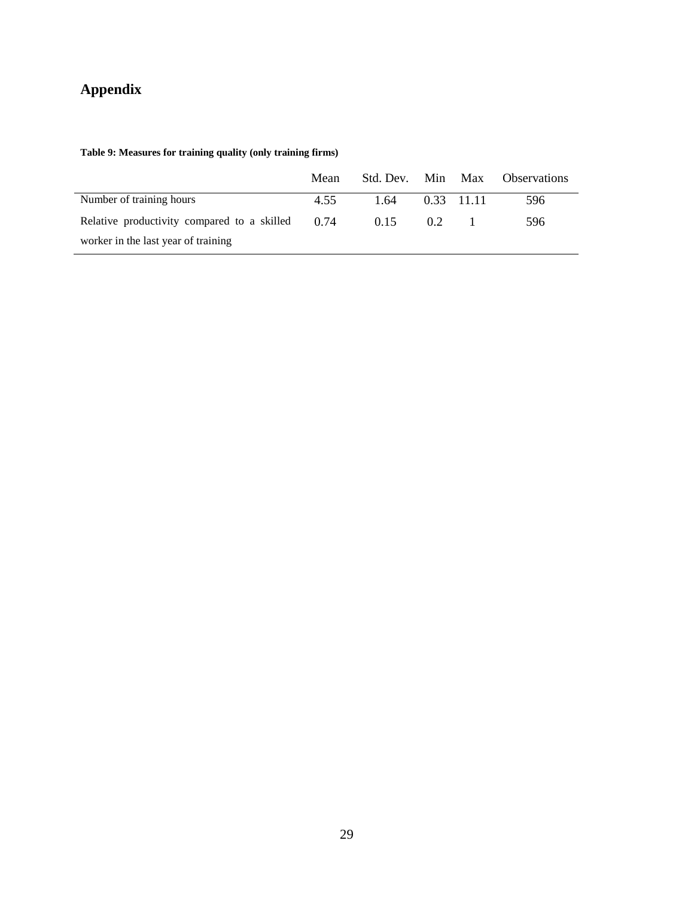# Appendix

**Table 9: Measures for training quality (only training firms)**

| | Mean | Std. Dev. | Min | Max | Observations |
|---|---|---|---|---|---|
| Number of training hours | 4.55 | 1.64 | 0.33 | 11.11 | 596 |
| Relative productivity compared to a skilled worker in the last year of training | 0.74 | 0.15 | 0.2 | 1 | 596 |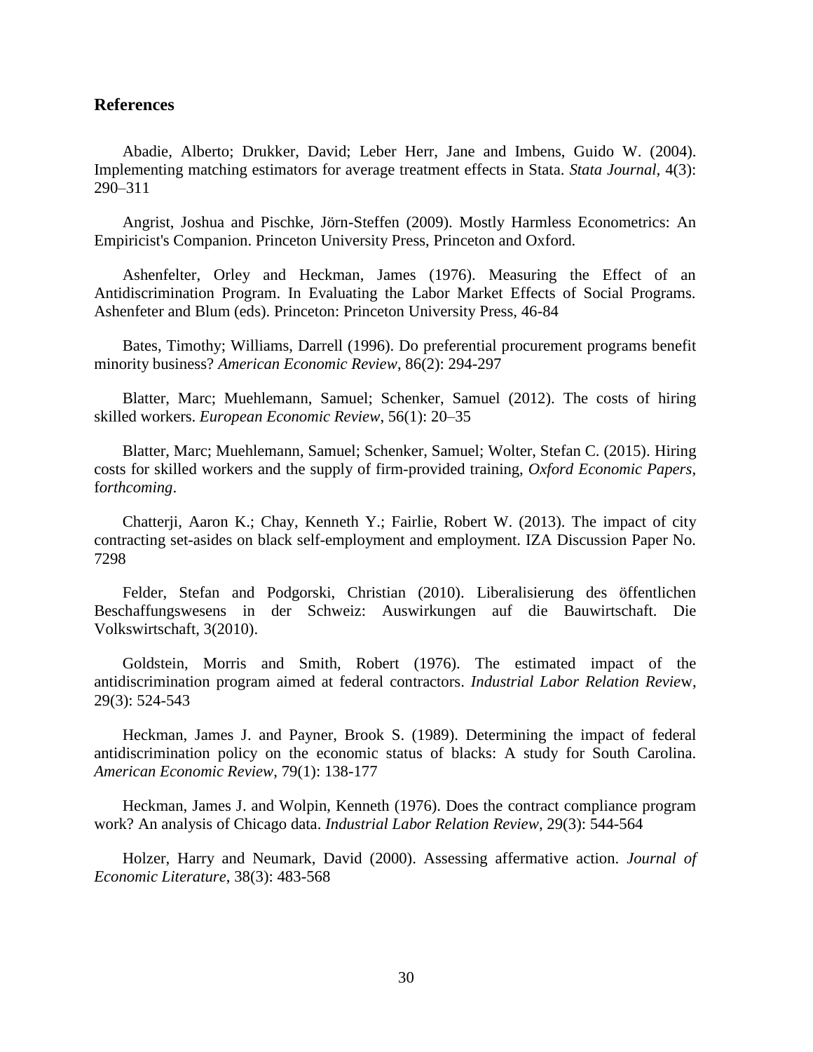## References

Abadie, Alberto; Drukker, David; Leber Herr, Jane and Imbens, Guido W. (2004). Implementing matching estimators for average treatment effects in Stata. *Stata Journal*, 4(3): 290–311

Angrist, Joshua and Pischke, Jörn-Steffen (2009). Mostly Harmless Econometrics: An Empiricist's Companion. Princeton University Press, Princeton and Oxford.

Ashenfelter, Orley and Heckman, James (1976). Measuring the Effect of an Antidiscrimination Program. In Evaluating the Labor Market Effects of Social Programs. Ashenfeter and Blum (eds). Princeton: Princeton University Press, 46-84

Bates, Timothy; Williams, Darrell (1996). Do preferential procurement programs benefit minority business? *American Economic Review*, 86(2): 294-297

Blatter, Marc; Muehlemann, Samuel; Schenker, Samuel (2012). The costs of hiring skilled workers. *European Economic Review*, 56(1): 20–35

Blatter, Marc; Muehlemann, Samuel; Schenker, Samuel; Wolter, Stefan C. (2015). Hiring costs for skilled workers and the supply of firm-provided training, *Oxford Economic Papers*, f*orthcoming*.

Chatterji, Aaron K.; Chay, Kenneth Y.; Fairlie, Robert W. (2013). The impact of city contracting set-asides on black self-employment and employment. IZA Discussion Paper No. 7298

Felder, Stefan and Podgorski, Christian (2010). Liberalisierung des öffentlichen Beschaffungswesens in der Schweiz: Auswirkungen auf die Bauwirtschaft. Die Volkswirtschaft, 3(2010).

Goldstein, Morris and Smith, Robert (1976). The estimated impact of the antidiscrimination program aimed at federal contractors. *Industrial Labor Relation Review*, 29(3): 524-543

Heckman, James J. and Payner, Brook S. (1989). Determining the impact of federal antidiscrimination policy on the economic status of blacks: A study for South Carolina. *American Economic Review*, 79(1): 138-177

Heckman, James J. and Wolpin, Kenneth (1976). Does the contract compliance program work? An analysis of Chicago data. *Industrial Labor Relation Review*, 29(3): 544-564

Holzer, Harry and Neumark, David (2000). Assessing affirmative action. *Journal of Economic Literature*, 38(3): 483-568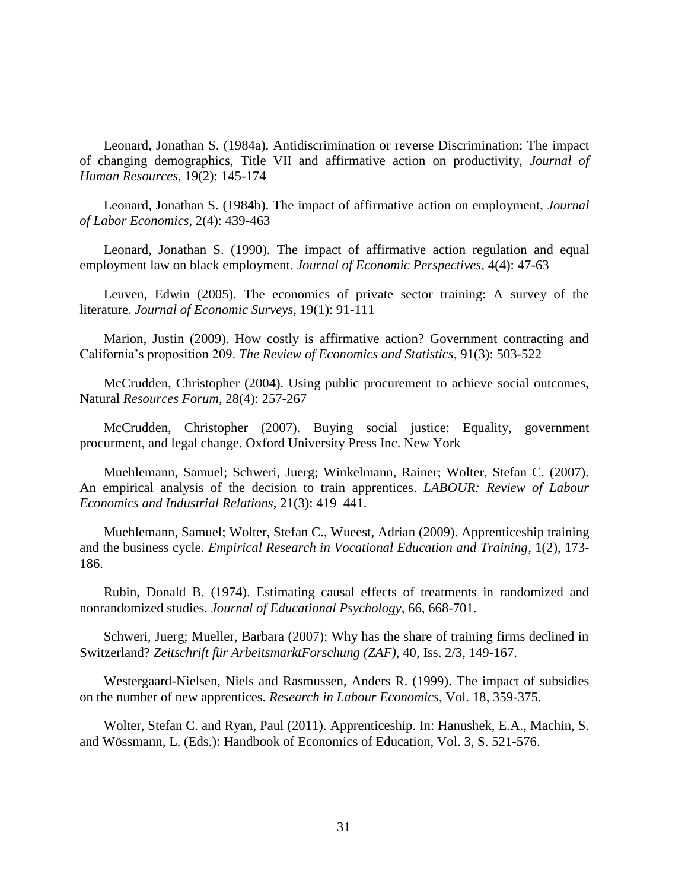Leonard, Jonathan S. (1984a). Antidiscrimination or reverse Discrimination: The impact of changing demographics, Title VII and affirmative action on productivity, *Journal of Human Resources*, 19(2): 145-174

Leonard, Jonathan S. (1984b). The impact of affirmative action on employment, *Journal of Labor Economics*, 2(4): 439-463

Leonard, Jonathan S. (1990). The impact of affirmative action regulation and equal employment law on black employment. *Journal of Economic Perspectives*, 4(4): 47-63

Leuven, Edwin (2005). The economics of private sector training: A survey of the literature. *Journal of Economic Surveys*, 19(1): 91-111

Marion, Justin (2009). How costly is affirmative action? Government contracting and California's proposition 209. *The Review of Economics and Statistics*, 91(3): 503-522

McCrudden, Christopher (2004). Using public procurement to achieve social outcomes, Natural *Resources Forum*, 28(4): 257-267

McCrudden, Christopher (2007). Buying social justice: Equality, government procurment, and legal change. Oxford University Press Inc. New York

Muehlemann, Samuel; Schweri, Juerg; Winkelmann, Rainer; Wolter, Stefan C. (2007). An empirical analysis of the decision to train apprentices. *LABOUR: Review of Labour Economics and Industrial Relations*, 21(3): 419–441.

Muehlemann, Samuel; Wolter, Stefan C., Wueest, Adrian (2009). Apprenticeship training and the business cycle. *Empirical Research in Vocational Education and Training*, 1(2), 173-186.

Rubin, Donald B. (1974). Estimating causal effects of treatments in randomized and nonrandomized studies. *Journal of Educational Psychology*, 66, 668-701.

Schweri, Juerg; Mueller, Barbara (2007): Why has the share of training firms declined in Switzerland? *Zeitschrift für ArbeitsmarktForschung (ZAF)*, 40, Iss. 2/3, 149-167.

Westergaard-Nielsen, Niels and Rasmussen, Anders R. (1999). The impact of subsidies on the number of new apprentices. *Research in Labour Economics*, Vol. 18, 359-375.

Wolter, Stefan C. and Ryan, Paul (2011). Apprenticeship. In: Hanushek, E.A., Machin, S. and Wössmann, L. (Eds.): Handbook of Economics of Education, Vol. 3, S. 521-576.